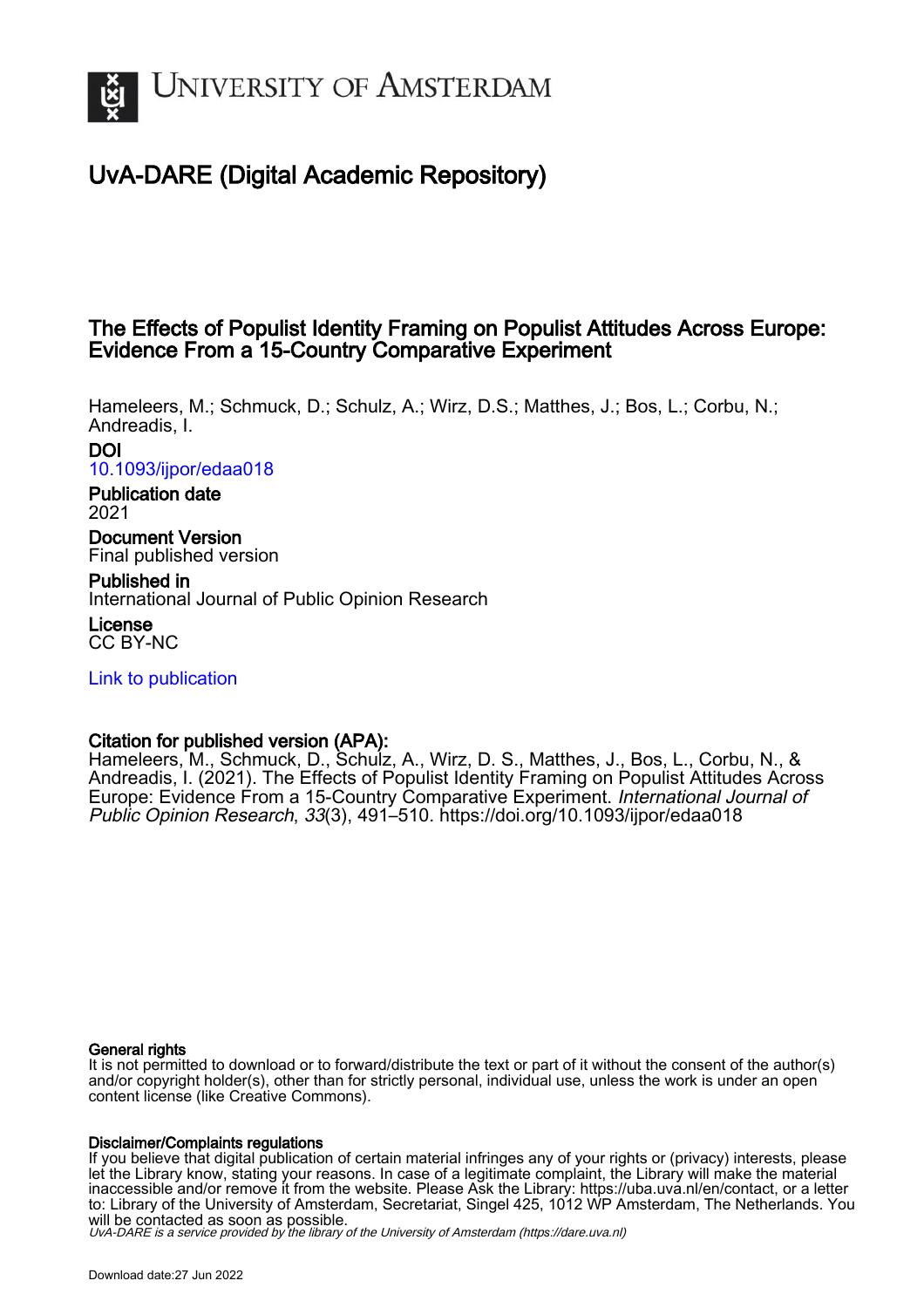# UNIVERSITY OF AMSTERDAM

## UvA-DARE (Digital Academic Repository)

### The Effects of Populist Identity Framing on Populist Attitudes Across Europe: Evidence From a 15-Country Comparative Experiment

Hameleers, M.; Schmuck, D.; Schulz, A.; Wirz, D.S.; Matthes, J.; Bos, L.; Corbu, N.; Andreadis, I.

**DOI**
10.1093/ijpor/edaa018

**Publication date**
2021

**Document Version**
Final published version

**Published in**
International Journal of Public Opinion Research

**License**
CC BY-NC

Link to publication

**Citation for published version (APA):**
Hameleers, M., Schmuck, D., Schulz, A., Wirz, D. S., Matthes, J., Bos, L., Corbu, N., & Andreadis, I. (2021). The Effects of Populist Identity Framing on Populist Attitudes Across Europe: Evidence From a 15-Country Comparative Experiment. *International Journal of Public Opinion Research*, *33*(3), 491–510. https://doi.org/10.1093/ijpor/edaa018

**General rights**
It is not permitted to download or to forward/distribute the text or part of it without the consent of the author(s) and/or copyright holder(s), other than for strictly personal, individual use, unless the work is under an open content license (like Creative Commons).

**Disclaimer/Complaints regulations**
If you believe that digital publication of certain material infringes any of your rights or (privacy) interests, please let the Library know, stating your reasons. In case of a legitimate complaint, the Library will make the material inaccessible and/or remove it from the website. Please Ask the Library: https://uba.uva.nl/en/contact, or a letter to: Library of the University of Amsterdam, Secretariat, Singel 425, 1012 WP Amsterdam, The Netherlands. You will be contacted as soon as possible.

*UvA-DARE is a service provided by the library of the University of Amsterdam (https://dare.uva.nl)*

Download date:27 Jun 2022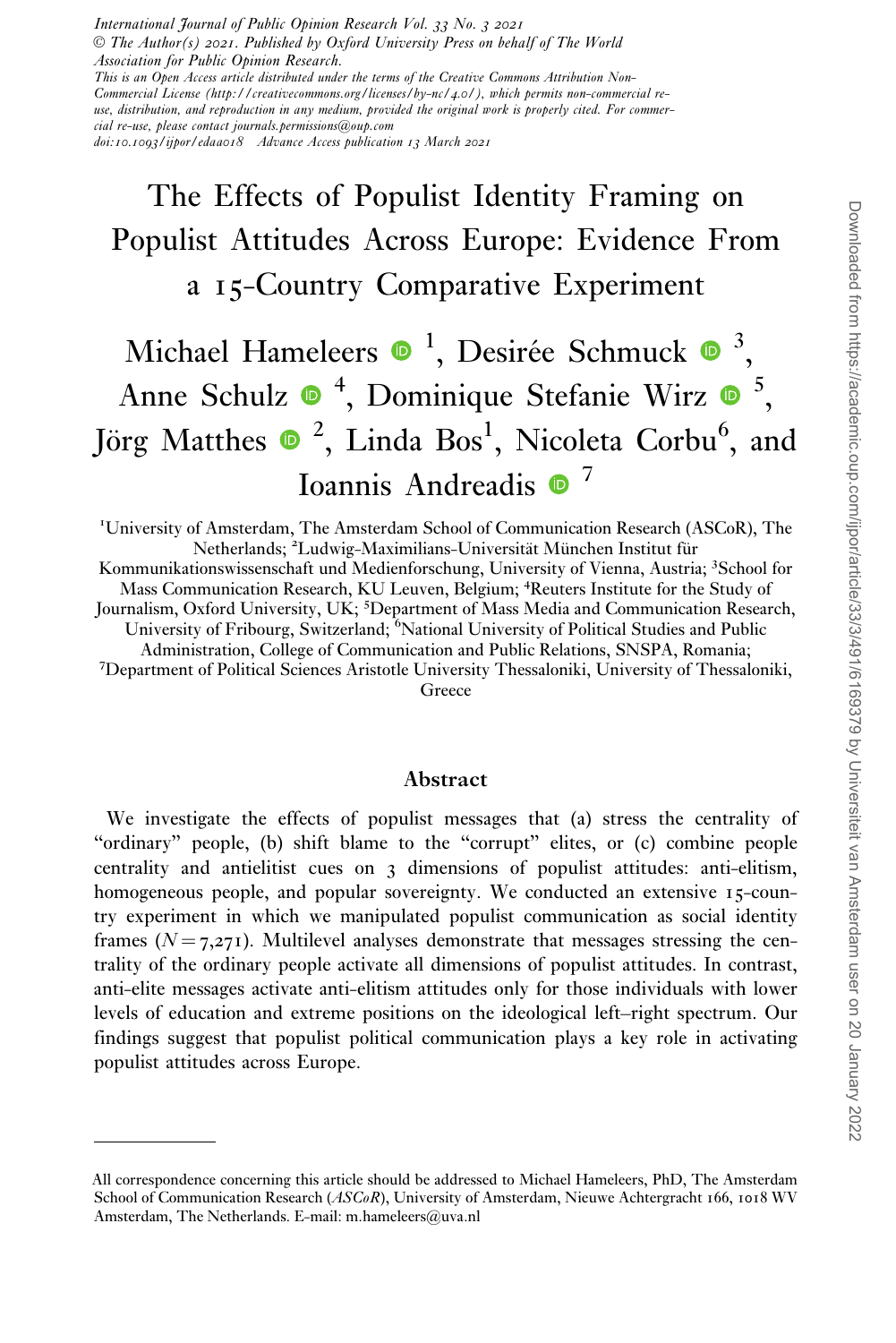International Journal of Public Opinion Research Vol. 33 No. 3 2021
© The Author(s) 2021. Published by Oxford University Press on behalf of The World Association for Public Opinion Research.
This is an Open Access article distributed under the terms of the Creative Commons Attribution Non-Commercial License (http://creativecommons.org/licenses/by-nc/4.0/), which permits non-commercial re-use, distribution, and reproduction in any medium, provided the original work is properly cited. For commercial re-use, please contact journals.permissions@oup.com
doi:10.1093/ijpor/edaa018 Advance Access publication 13 March 2021

# The Effects of Populist Identity Framing on Populist Attitudes Across Europe: Evidence From a 15-Country Comparative Experiment

Michael Hameleers [1], Desirée Schmuck [3], Anne Schulz [4], Dominique Stefanie Wirz [5], Jörg Matthes [2], Linda Bos[1], Nicoleta Corbu[6], and Ioannis Andreadis [7]

[1]University of Amsterdam, The Amsterdam School of Communication Research (ASCoR), The Netherlands; [2]Ludwig-Maximilians-Universität München Institut für Kommunikationswissenschaft und Medienforschung, University of Vienna, Austria; [3]School for Mass Communication Research, KU Leuven, Belgium; [4]Reuters Institute for the Study of Journalism, Oxford University, UK; [5]Department of Mass Media and Communication Research, University of Fribourg, Switzerland; [6]National University of Political Studies and Public Administration, College of Communication and Public Relations, SNSPA, Romania; [7]Department of Political Sciences Aristotle University Thessaloniki, University of Thessaloniki, Greece

## Abstract

We investigate the effects of populist messages that (a) stress the centrality of "ordinary" people, (b) shift blame to the "corrupt" elites, or (c) combine people centrality and antielitist cues on 3 dimensions of populist attitudes: anti-elitism, homogeneous people, and popular sovereignty. We conducted an extensive 15-country experiment in which we manipulated populist communication as social identity frames ($N = 7{,}271$). Multilevel analyses demonstrate that messages stressing the centrality of the ordinary people activate all dimensions of populist attitudes. In contrast, anti-elite messages activate anti-elitism attitudes only for those individuals with lower levels of education and extreme positions on the ideological left–right spectrum. Our findings suggest that populist political communication plays a key role in activating populist attitudes across Europe.

All correspondence concerning this article should be addressed to Michael Hameleers, PhD, The Amsterdam School of Communication Research (*ASCoR*), University of Amsterdam, Nieuwe Achtergracht 166, 1018 WV Amsterdam, The Netherlands. E-mail: m.hameleers@uva.nl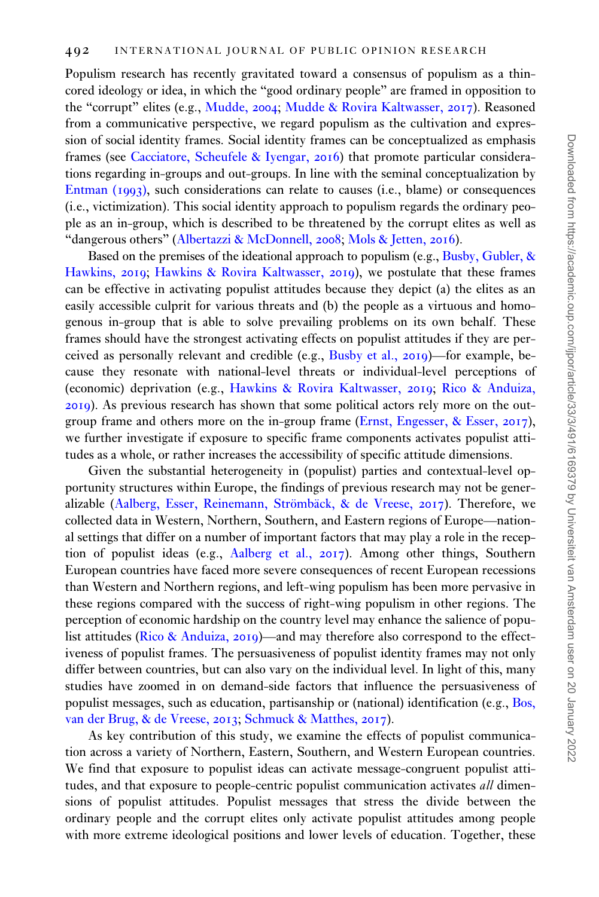Populism research has recently gravitated toward a consensus of populism as a thin-cored ideology or idea, in which the "good ordinary people" are framed in opposition to the "corrupt" elites (e.g., Mudde, 2004; Mudde & Rovira Kaltwasser, 2017). Reasoned from a communicative perspective, we regard populism as the cultivation and expression of social identity frames. Social identity frames can be conceptualized as emphasis frames (see Cacciatore, Scheufele & Iyengar, 2016) that promote particular considerations regarding in-groups and out-groups. In line with the seminal conceptualization by Entman (1993), such considerations can relate to causes (i.e., blame) or consequences (i.e., victimization). This social identity approach to populism regards the ordinary people as an in-group, which is described to be threatened by the corrupt elites as well as "dangerous others" (Albertazzi & McDonnell, 2008; Mols & Jetten, 2016).

Based on the premises of the ideational approach to populism (e.g., Busby, Gubler, & Hawkins, 2019; Hawkins & Rovira Kaltwasser, 2019), we postulate that these frames can be effective in activating populist attitudes because they depict (a) the elites as an easily accessible culprit for various threats and (b) the people as a virtuous and homogenous in-group that is able to solve prevailing problems on its own behalf. These frames should have the strongest activating effects on populist attitudes if they are perceived as personally relevant and credible (e.g., Busby et al., 2019)—for example, because they resonate with national-level threats or individual-level perceptions of (economic) deprivation (e.g., Hawkins & Rovira Kaltwasser, 2019; Rico & Anduiza, 2019). As previous research has shown that some political actors rely more on the out-group frame and others more on the in-group frame (Ernst, Engesser, & Esser, 2017), we further investigate if exposure to specific frame components activates populist attitudes as a whole, or rather increases the accessibility of specific attitude dimensions.

Given the substantial heterogeneity in (populist) parties and contextual-level opportunity structures within Europe, the findings of previous research may not be generalizable (Aalberg, Esser, Reinemann, Strömbäck, & de Vreese, 2017). Therefore, we collected data in Western, Northern, Southern, and Eastern regions of Europe—national settings that differ on a number of important factors that may play a role in the reception of populist ideas (e.g., Aalberg et al., 2017). Among other things, Southern European countries have faced more severe consequences of recent European recessions than Western and Northern regions, and left-wing populism has been more pervasive in these regions compared with the success of right-wing populism in other regions. The perception of economic hardship on the country level may enhance the salience of populist attitudes (Rico & Anduiza, 2019)—and may therefore also correspond to the effectiveness of populist frames. The persuasiveness of populist identity frames may not only differ between countries, but can also vary on the individual level. In light of this, many studies have zoomed in on demand-side factors that influence the persuasiveness of populist messages, such as education, partisanship or (national) identification (e.g., Bos, van der Brug, & de Vreese, 2013; Schmuck & Matthes, 2017).

As key contribution of this study, we examine the effects of populist communication across a variety of Northern, Eastern, Southern, and Western European countries. We find that exposure to populist ideas can activate message-congruent populist attitudes, and that exposure to people-centric populist communication activates *all* dimensions of populist attitudes. Populist messages that stress the divide between the ordinary people and the corrupt elites only activate populist attitudes among people with more extreme ideological positions and lower levels of education. Together, these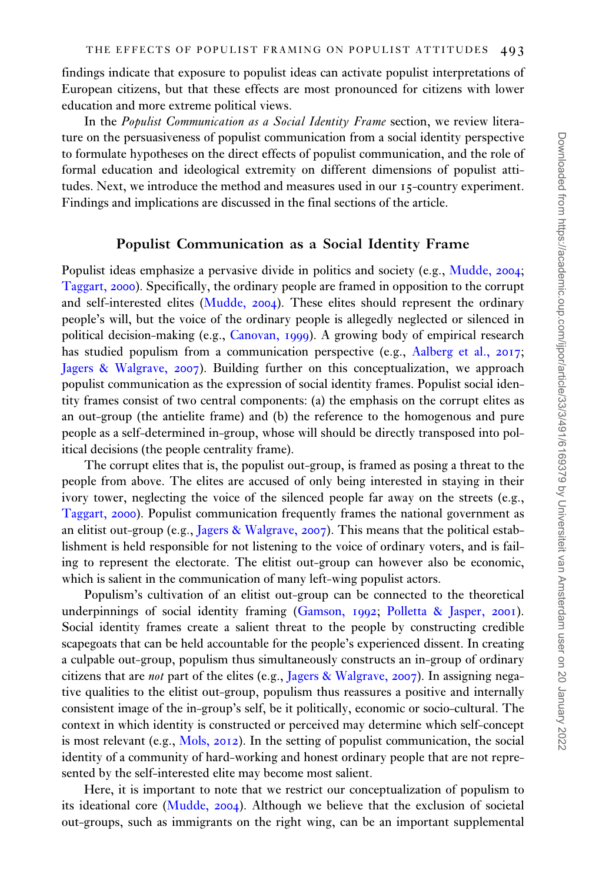findings indicate that exposure to populist ideas can activate populist interpretations of European citizens, but that these effects are most pronounced for citizens with lower education and more extreme political views.

In the *Populist Communication as a Social Identity Frame* section, we review literature on the persuasiveness of populist communication from a social identity perspective to formulate hypotheses on the direct effects of populist communication, and the role of formal education and ideological extremity on different dimensions of populist attitudes. Next, we introduce the method and measures used in our 15-country experiment. Findings and implications are discussed in the final sections of the article.

## Populist Communication as a Social Identity Frame

Populist ideas emphasize a pervasive divide in politics and society (e.g., Mudde, 2004; Taggart, 2000). Specifically, the ordinary people are framed in opposition to the corrupt and self-interested elites (Mudde, 2004). These elites should represent the ordinary people's will, but the voice of the ordinary people is allegedly neglected or silenced in political decision-making (e.g., Canovan, 1999). A growing body of empirical research has studied populism from a communication perspective (e.g., Aalberg et al., 2017; Jagers & Walgrave, 2007). Building further on this conceptualization, we approach populist communication as the expression of social identity frames. Populist social identity frames consist of two central components: (a) the emphasis on the corrupt elites as an out-group (the antielite frame) and (b) the reference to the homogenous and pure people as a self-determined in-group, whose will should be directly transposed into political decisions (the people centrality frame).

The corrupt elites that is, the populist out-group, is framed as posing a threat to the people from above. The elites are accused of only being interested in staying in their ivory tower, neglecting the voice of the silenced people far away on the streets (e.g., Taggart, 2000). Populist communication frequently frames the national government as an elitist out-group (e.g., Jagers & Walgrave, 2007). This means that the political establishment is held responsible for not listening to the voice of ordinary voters, and is failing to represent the electorate. The elitist out-group can however also be economic, which is salient in the communication of many left-wing populist actors.

Populism's cultivation of an elitist out-group can be connected to the theoretical underpinnings of social identity framing (Gamson, 1992; Polletta & Jasper, 2001). Social identity frames create a salient threat to the people by constructing credible scapegoats that can be held accountable for the people's experienced dissent. In creating a culpable out-group, populism thus simultaneously constructs an in-group of ordinary citizens that are *not* part of the elites (e.g., Jagers & Walgrave, 2007). In assigning negative qualities to the elitist out-group, populism thus reassures a positive and internally consistent image of the in-group's self, be it politically, economic or socio-cultural. The context in which identity is constructed or perceived may determine which self-concept is most relevant (e.g., Mols, 2012). In the setting of populist communication, the social identity of a community of hard-working and honest ordinary people that are not represented by the self-interested elite may become most salient.

Here, it is important to note that we restrict our conceptualization of populism to its ideational core (Mudde, 2004). Although we believe that the exclusion of societal out-groups, such as immigrants on the right wing, can be an important supplemental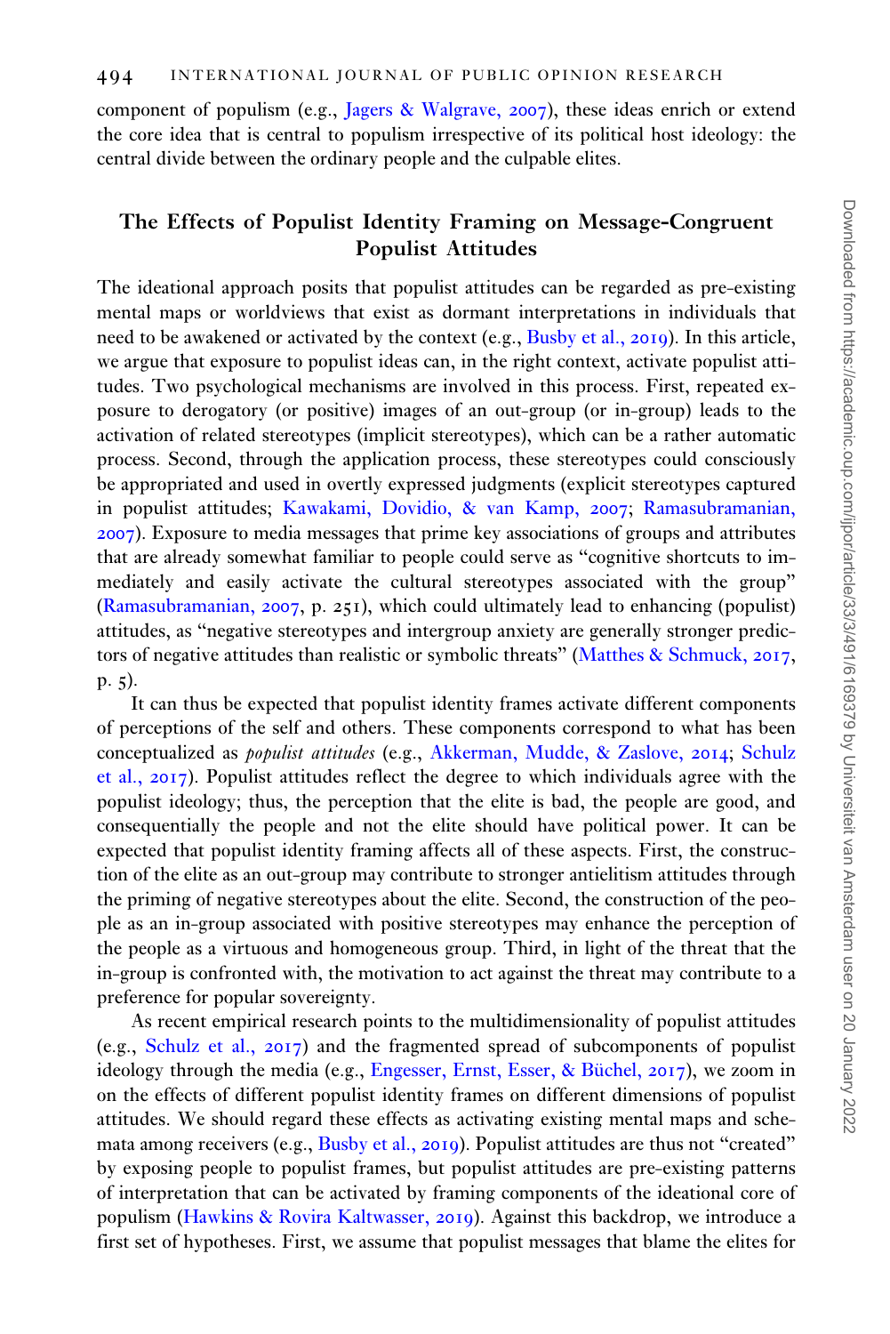component of populism (e.g., Jagers & Walgrave, 2007), these ideas enrich or extend the core idea that is central to populism irrespective of its political host ideology: the central divide between the ordinary people and the culpable elites.

## The Effects of Populist Identity Framing on Message-Congruent Populist Attitudes

The ideational approach posits that populist attitudes can be regarded as pre-existing mental maps or worldviews that exist as dormant interpretations in individuals that need to be awakened or activated by the context (e.g., Busby et al., 2019). In this article, we argue that exposure to populist ideas can, in the right context, activate populist attitudes. Two psychological mechanisms are involved in this process. First, repeated exposure to derogatory (or positive) images of an out-group (or in-group) leads to the activation of related stereotypes (implicit stereotypes), which can be a rather automatic process. Second, through the application process, these stereotypes could consciously be appropriated and used in overtly expressed judgments (explicit stereotypes captured in populist attitudes; Kawakami, Dovidio, & van Kamp, 2007; Ramasubramanian, 2007). Exposure to media messages that prime key associations of groups and attributes that are already somewhat familiar to people could serve as "cognitive shortcuts to immediately and easily activate the cultural stereotypes associated with the group" (Ramasubramanian, 2007, p. 251), which could ultimately lead to enhancing (populist) attitudes, as "negative stereotypes and intergroup anxiety are generally stronger predictors of negative attitudes than realistic or symbolic threats" (Matthes & Schmuck, 2017, p. 5).

It can thus be expected that populist identity frames activate different components of perceptions of the self and others. These components correspond to what has been conceptualized as *populist attitudes* (e.g., Akkerman, Mudde, & Zaslove, 2014; Schulz et al., 2017). Populist attitudes reflect the degree to which individuals agree with the populist ideology; thus, the perception that the elite is bad, the people are good, and consequentially the people and not the elite should have political power. It can be expected that populist identity framing affects all of these aspects. First, the construction of the elite as an out-group may contribute to stronger antielitism attitudes through the priming of negative stereotypes about the elite. Second, the construction of the people as an in-group associated with positive stereotypes may enhance the perception of the people as a virtuous and homogeneous group. Third, in light of the threat that the in-group is confronted with, the motivation to act against the threat may contribute to a preference for popular sovereignty.

As recent empirical research points to the multidimensionality of populist attitudes (e.g., Schulz et al., 2017) and the fragmented spread of subcomponents of populist ideology through the media (e.g., Engesser, Ernst, Esser, & Büchel, 2017), we zoom in on the effects of different populist identity frames on different dimensions of populist attitudes. We should regard these effects as activating existing mental maps and schemata among receivers (e.g., Busby et al., 2019). Populist attitudes are thus not "created" by exposing people to populist frames, but populist attitudes are pre-existing patterns of interpretation that can be activated by framing components of the ideational core of populism (Hawkins & Rovira Kaltwasser, 2019). Against this backdrop, we introduce a first set of hypotheses. First, we assume that populist messages that blame the elites for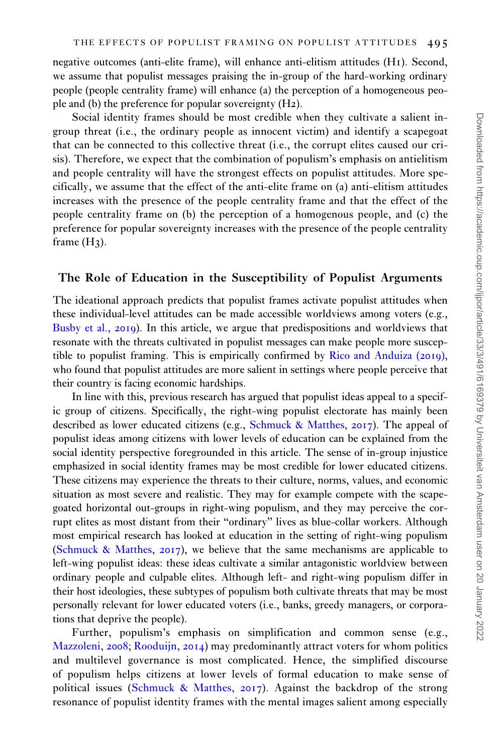negative outcomes (anti-elite frame), will enhance anti-elitism attitudes (H1). Second, we assume that populist messages praising the in-group of the hard-working ordinary people (people centrality frame) will enhance (a) the perception of a homogeneous people and (b) the preference for popular sovereignty (H2).

Social identity frames should be most credible when they cultivate a salient in-group threat (i.e., the ordinary people as innocent victim) and identify a scapegoat that can be connected to this collective threat (i.e., the corrupt elites caused our crisis). Therefore, we expect that the combination of populism's emphasis on antielitism and people centrality will have the strongest effects on populist attitudes. More specifically, we assume that the effect of the anti-elite frame on (a) anti-elitism attitudes increases with the presence of the people centrality frame and that the effect of the people centrality frame on (b) the perception of a homogenous people, and (c) the preference for popular sovereignty increases with the presence of the people centrality frame (H3).

## The Role of Education in the Susceptibility of Populist Arguments

The ideational approach predicts that populist frames activate populist attitudes when these individual-level attitudes can be made accessible worldviews among voters (e.g., Busby et al., 2019). In this article, we argue that predispositions and worldviews that resonate with the threats cultivated in populist messages can make people more susceptible to populist framing. This is empirically confirmed by Rico and Anduiza (2019), who found that populist attitudes are more salient in settings where people perceive that their country is facing economic hardships.

In line with this, previous research has argued that populist ideas appeal to a specific group of citizens. Specifically, the right-wing populist electorate has mainly been described as lower educated citizens (e.g., Schmuck & Matthes, 2017). The appeal of populist ideas among citizens with lower levels of education can be explained from the social identity perspective foregrounded in this article. The sense of in-group injustice emphasized in social identity frames may be most credible for lower educated citizens. These citizens may experience the threats to their culture, norms, values, and economic situation as most severe and realistic. They may for example compete with the scapegoated horizontal out-groups in right-wing populism, and they may perceive the corrupt elites as most distant from their "ordinary" lives as blue-collar workers. Although most empirical research has looked at education in the setting of right-wing populism (Schmuck & Matthes, 2017), we believe that the same mechanisms are applicable to left-wing populist ideas: these ideas cultivate a similar antagonistic worldview between ordinary people and culpable elites. Although left- and right-wing populism differ in their host ideologies, these subtypes of populism both cultivate threats that may be most personally relevant for lower educated voters (i.e., banks, greedy managers, or corporations that deprive the people).

Further, populism's emphasis on simplification and common sense (e.g., Mazzoleni, 2008; Rooduijn, 2014) may predominantly attract voters for whom politics and multilevel governance is most complicated. Hence, the simplified discourse of populism helps citizens at lower levels of formal education to make sense of political issues (Schmuck & Matthes, 2017). Against the backdrop of the strong resonance of populist identity frames with the mental images salient among especially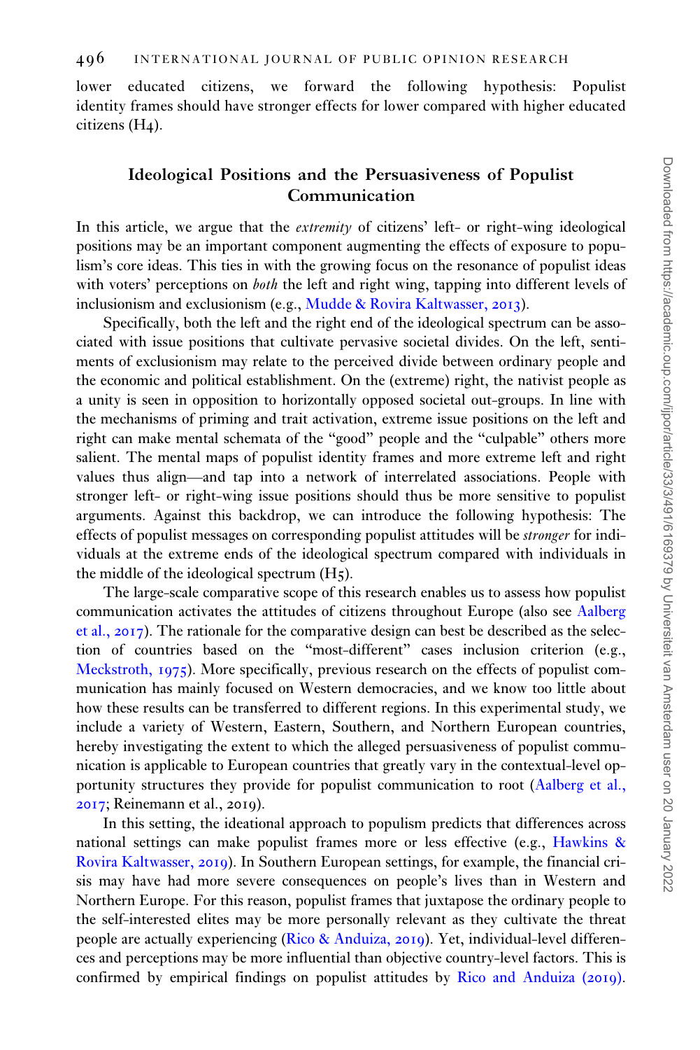lower educated citizens, we forward the following hypothesis: Populist identity frames should have stronger effects for lower compared with higher educated citizens (H4).

## Ideological Positions and the Persuasiveness of Populist Communication

In this article, we argue that the *extremity* of citizens' left- or right-wing ideological positions may be an important component augmenting the effects of exposure to populism's core ideas. This ties in with the growing focus on the resonance of populist ideas with voters' perceptions on *both* the left and right wing, tapping into different levels of inclusionism and exclusionism (e.g., Mudde & Rovira Kaltwasser, 2013).

Specifically, both the left and the right end of the ideological spectrum can be associated with issue positions that cultivate pervasive societal divides. On the left, sentiments of exclusionism may relate to the perceived divide between ordinary people and the economic and political establishment. On the (extreme) right, the nativist people as a unity is seen in opposition to horizontally opposed societal out-groups. In line with the mechanisms of priming and trait activation, extreme issue positions on the left and right can make mental schemata of the "good" people and the "culpable" others more salient. The mental maps of populist identity frames and more extreme left and right values thus align—and tap into a network of interrelated associations. People with stronger left- or right-wing issue positions should thus be more sensitive to populist arguments. Against this backdrop, we can introduce the following hypothesis: The effects of populist messages on corresponding populist attitudes will be *stronger* for individuals at the extreme ends of the ideological spectrum compared with individuals in the middle of the ideological spectrum (H5).

The large-scale comparative scope of this research enables us to assess how populist communication activates the attitudes of citizens throughout Europe (also see Aalberg et al., 2017). The rationale for the comparative design can best be described as the selection of countries based on the "most-different" cases inclusion criterion (e.g., Meckstroth, 1975). More specifically, previous research on the effects of populist communication has mainly focused on Western democracies, and we know too little about how these results can be transferred to different regions. In this experimental study, we include a variety of Western, Eastern, Southern, and Northern European countries, hereby investigating the extent to which the alleged persuasiveness of populist communication is applicable to European countries that greatly vary in the contextual-level opportunity structures they provide for populist communication to root (Aalberg et al., 2017; Reinemann et al., 2019).

In this setting, the ideational approach to populism predicts that differences across national settings can make populist frames more or less effective (e.g., Hawkins & Rovira Kaltwasser, 2019). In Southern European settings, for example, the financial crisis may have had more severe consequences on people's lives than in Western and Northern Europe. For this reason, populist frames that juxtapose the ordinary people to the self-interested elites may be more personally relevant as they cultivate the threat people are actually experiencing (Rico & Anduiza, 2019). Yet, individual-level differences and perceptions may be more influential than objective country-level factors. This is confirmed by empirical findings on populist attitudes by Rico and Anduiza (2019).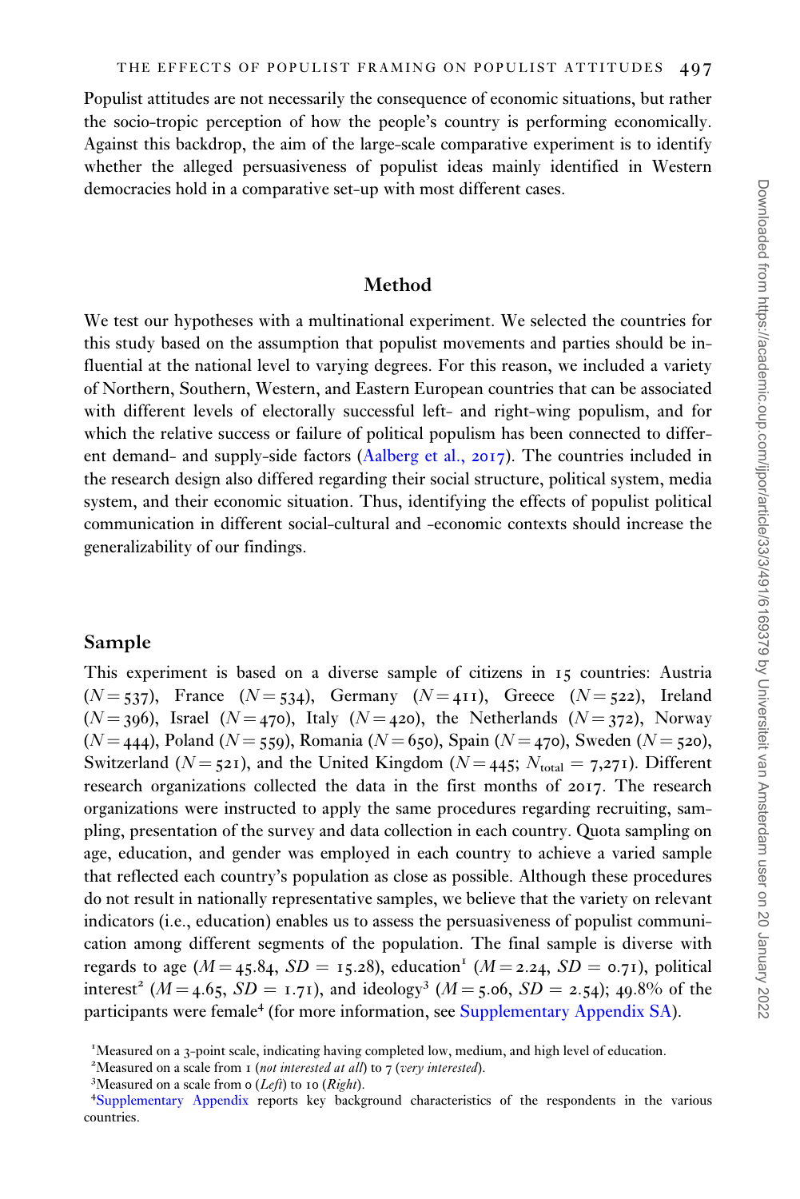Populist attitudes are not necessarily the consequence of economic situations, but rather the socio-tropic perception of how the people's country is performing economically. Against this backdrop, the aim of the large-scale comparative experiment is to identify whether the alleged persuasiveness of populist ideas mainly identified in Western democracies hold in a comparative set-up with most different cases.

## Method

We test our hypotheses with a multinational experiment. We selected the countries for this study based on the assumption that populist movements and parties should be influential at the national level to varying degrees. For this reason, we included a variety of Northern, Southern, Western, and Eastern European countries that can be associated with different levels of electorally successful left- and right-wing populism, and for which the relative success or failure of political populism has been connected to different demand- and supply-side factors (Aalberg et al., 2017). The countries included in the research design also differed regarding their social structure, political system, media system, and their economic situation. Thus, identifying the effects of populist political communication in different social-cultural and -economic contexts should increase the generalizability of our findings.

### Sample

This experiment is based on a diverse sample of citizens in 15 countries: Austria ($N = 537$), France ($N = 534$), Germany ($N = 411$), Greece ($N = 522$), Ireland ($N = 396$), Israel ($N = 470$), Italy ($N = 420$), the Netherlands ($N = 372$), Norway ($N = 444$), Poland ($N = 559$), Romania ($N = 650$), Spain ($N = 470$), Sweden ($N = 520$), Switzerland ($N = 521$), and the United Kingdom ($N = 445$; $N_{\text{total}} = 7{,}271$). Different research organizations collected the data in the first months of 2017. The research organizations were instructed to apply the same procedures regarding recruiting, sampling, presentation of the survey and data collection in each country. Quota sampling on age, education, and gender was employed in each country to achieve a varied sample that reflected each country's population as close as possible. Although these procedures do not result in nationally representative samples, we believe that the variety on relevant indicators (i.e., education) enables us to assess the persuasiveness of populist communication among different segments of the population. The final sample is diverse with regards to age ($M = 45.84$, $SD = 15.28$), education[1] ($M = 2.24$, $SD = 0.71$), political interest[2] ($M = 4.65$, $SD = 1.71$), and ideology[3] ($M = 5.06$, $SD = 2.54$); 49.8% of the participants were female[4] (for more information, see Supplementary Appendix SA).

[1] Measured on a 3-point scale, indicating having completed low, medium, and high level of education.

[2] Measured on a scale from 1 (*not interested at all*) to 7 (*very interested*).

[3] Measured on a scale from 0 (*Left*) to 10 (*Right*).

[4] Supplementary Appendix reports key background characteristics of the respondents in the various countries.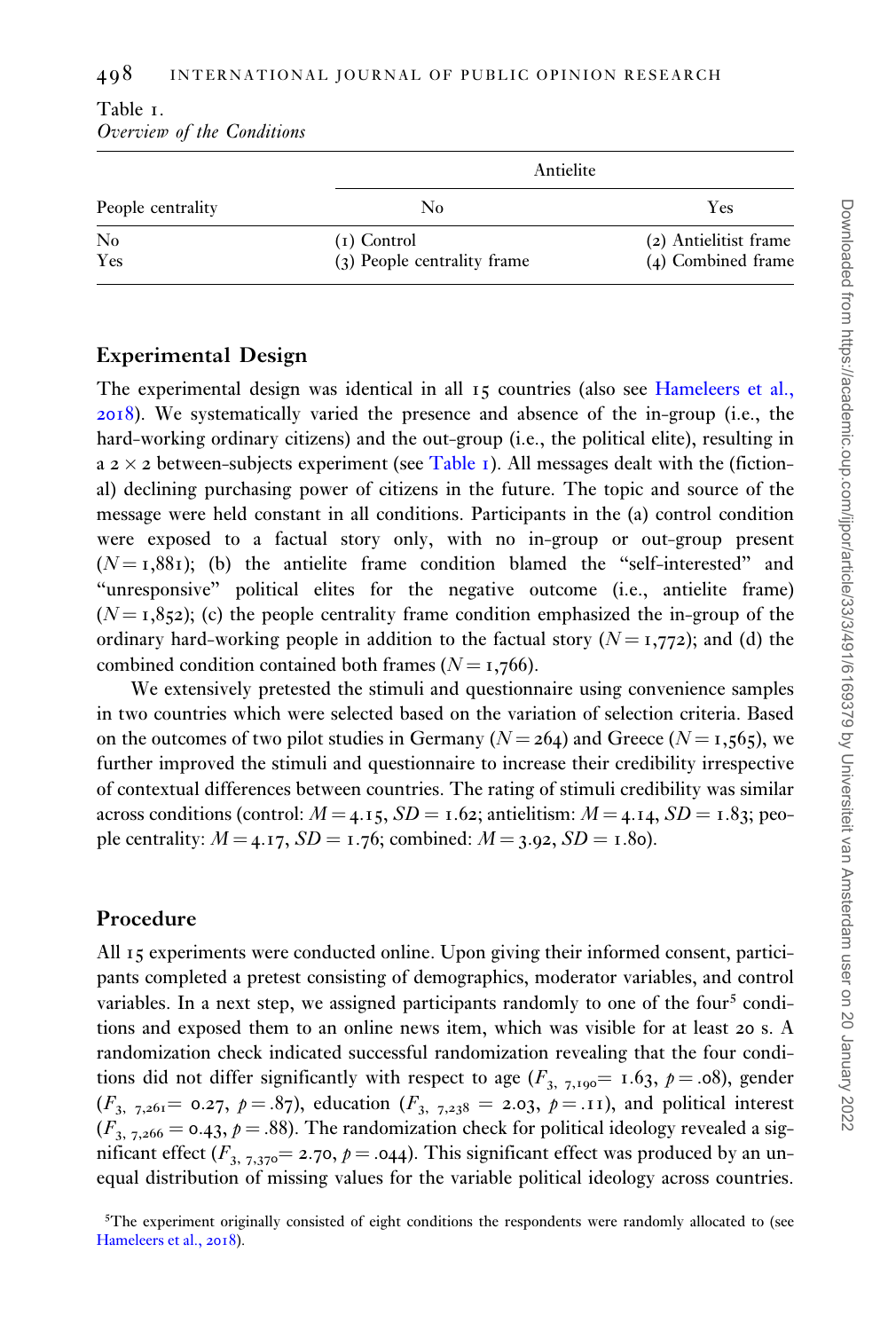Table 1.
*Overview of the Conditions*

| People centrality | Antielite | |
|---|---|---|
| | No | Yes |
| No | (1) Control | (2) Antielitist frame |
| Yes | (3) People centrality frame | (4) Combined frame |

## Experimental Design

The experimental design was identical in all 15 countries (also see Hameleers et al., 2018). We systematically varied the presence and absence of the in-group (i.e., the hard-working ordinary citizens) and the out-group (i.e., the political elite), resulting in a 2 × 2 between-subjects experiment (see Table 1). All messages dealt with the (fictional) declining purchasing power of citizens in the future. The topic and source of the message were held constant in all conditions. Participants in the (a) control condition were exposed to a factual story only, with no in-group or out-group present ($N = 1{,}881$); (b) the antielite frame condition blamed the "self-interested" and "unresponsive" political elites for the negative outcome (i.e., antielite frame) ($N = 1{,}852$); (c) the people centrality frame condition emphasized the in-group of the ordinary hard-working people in addition to the factual story ($N = 1{,}772$); and (d) the combined condition contained both frames ($N = 1{,}766$).

We extensively pretested the stimuli and questionnaire using convenience samples in two countries which were selected based on the variation of selection criteria. Based on the outcomes of two pilot studies in Germany ($N = 264$) and Greece ($N = 1{,}565$), we further improved the stimuli and questionnaire to increase their credibility irrespective of contextual differences between countries. The rating of stimuli credibility was similar across conditions (control: $M = 4.15$, $SD = 1.62$; antielitism: $M = 4.14$, $SD = 1.83$; people centrality: $M = 4.17$, $SD = 1.76$; combined: $M = 3.92$, $SD = 1.80$).

## Procedure

All 15 experiments were conducted online. Upon giving their informed consent, participants completed a pretest consisting of demographics, moderator variables, and control variables. In a next step, we assigned participants randomly to one of the four[5] conditions and exposed them to an online news item, which was visible for at least 20 s. A randomization check indicated successful randomization revealing that the four conditions did not differ significantly with respect to age ($F_{3,\ 7{,}190} = 1.63$, $p = .08$), gender ($F_{3,\ 7{,}261} = 0.27$, $p = .87$), education ($F_{3,\ 7{,}238} = 2.03$, $p = .11$), and political interest ($F_{3,\ 7{,}266} = 0.43$, $p = .88$). The randomization check for political ideology revealed a significant effect ($F_{3,\ 7{,}370} = 2.70$, $p = .044$). This significant effect was produced by an unequal distribution of missing values for the variable political ideology across countries.

[5]The experiment originally consisted of eight conditions the respondents were randomly allocated to (see Hameleers et al., 2018).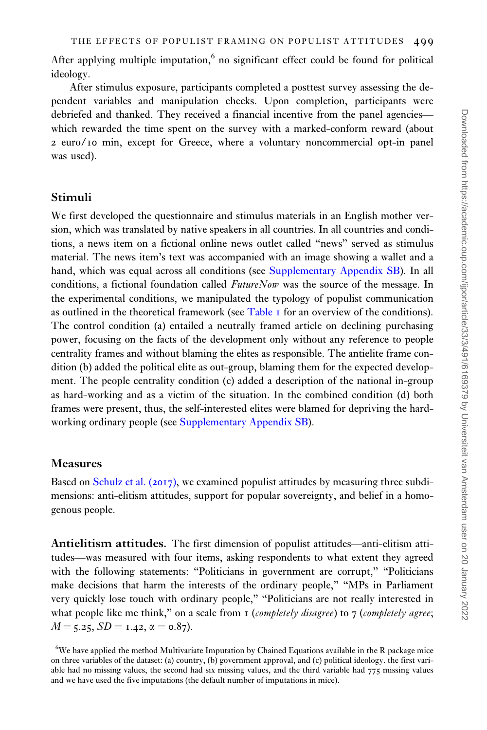After applying multiple imputation,[6] no significant effect could be found for political ideology.

After stimulus exposure, participants completed a posttest survey assessing the dependent variables and manipulation checks. Upon completion, participants were debriefed and thanked. They received a financial incentive from the panel agencies—which rewarded the time spent on the survey with a marked-conform reward (about 2 euro/10 min, except for Greece, where a voluntary noncommercial opt-in panel was used).

## Stimuli

We first developed the questionnaire and stimulus materials in an English mother version, which was translated by native speakers in all countries. In all countries and conditions, a news item on a fictional online news outlet called "news" served as stimulus material. The news item's text was accompanied with an image showing a wallet and a hand, which was equal across all conditions (see Supplementary Appendix SB). In all conditions, a fictional foundation called *FutureNow* was the source of the message. In the experimental conditions, we manipulated the typology of populist communication as outlined in the theoretical framework (see Table 1 for an overview of the conditions). The control condition (a) entailed a neutrally framed article on declining purchasing power, focusing on the facts of the development only without any reference to people centrality frames and without blaming the elites as responsible. The antielite frame condition (b) added the political elite as out-group, blaming them for the expected development. The people centrality condition (c) added a description of the national in-group as hard-working and as a victim of the situation. In the combined condition (d) both frames were present, thus, the self-interested elites were blamed for depriving the hard-working ordinary people (see Supplementary Appendix SB).

## Measures

Based on Schulz et al. (2017), we examined populist attitudes by measuring three subdimensions: anti-elitism attitudes, support for popular sovereignty, and belief in a homogenous people.

**Antielitism attitudes.** The first dimension of populist attitudes—anti-elitism attitudes—was measured with four items, asking respondents to what extent they agreed with the following statements: "Politicians in government are corrupt," "Politicians make decisions that harm the interests of the ordinary people," "MPs in Parliament very quickly lose touch with ordinary people," "Politicians are not really interested in what people like me think," on a scale from 1 (*completely disagree*) to 7 (*completely agree*; $M = 5.25$, $SD = 1.42$, $\alpha = 0.87$).

[6] We have applied the method Multivariate Imputation by Chained Equations available in the R package mice on three variables of the dataset: (a) country, (b) government approval, and (c) political ideology. the first variable had no missing values, the second had six missing values, and the third variable had 775 missing values and we have used the five imputations (the default number of imputations in mice).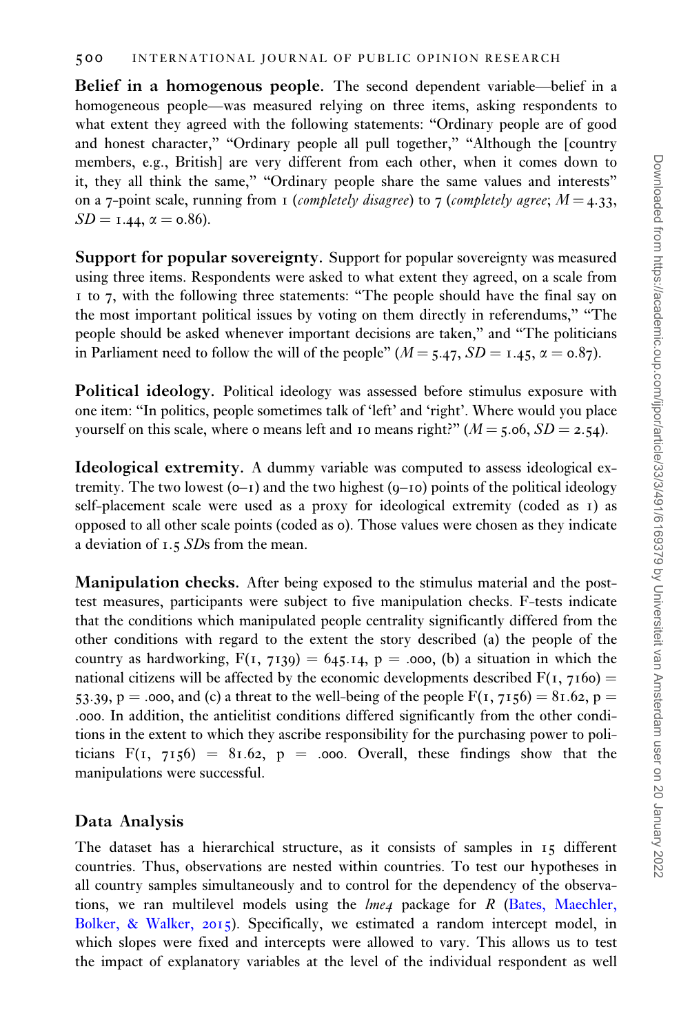**Belief in a homogenous people.** The second dependent variable—belief in a homogeneous people—was measured relying on three items, asking respondents to what extent they agreed with the following statements: "Ordinary people are of good and honest character," "Ordinary people all pull together," "Although the [country members, e.g., British] are very different from each other, when it comes down to it, they all think the same," "Ordinary people share the same values and interests" on a 7-point scale, running from 1 (*completely disagree*) to 7 (*completely agree*; $M = 4.33$, $SD = 1.44$, $\alpha = 0.86$).

**Support for popular sovereignty.** Support for popular sovereignty was measured using three items. Respondents were asked to what extent they agreed, on a scale from 1 to 7, with the following three statements: "The people should have the final say on the most important political issues by voting on them directly in referendums," "The people should be asked whenever important decisions are taken," and "The politicians in Parliament need to follow the will of the people" ($M = 5.47$, $SD = 1.45$, $\alpha = 0.87$).

**Political ideology.** Political ideology was assessed before stimulus exposure with one item: "In politics, people sometimes talk of 'left' and 'right'. Where would you place yourself on this scale, where 0 means left and 10 means right?" ($M = 5.06$, $SD = 2.54$).

**Ideological extremity.** A dummy variable was computed to assess ideological extremity. The two lowest (0–1) and the two highest (9–10) points of the political ideology self-placement scale were used as a proxy for ideological extremity (coded as 1) as opposed to all other scale points (coded as 0). Those values were chosen as they indicate a deviation of 1.5 *SD*s from the mean.

**Manipulation checks.** After being exposed to the stimulus material and the post-test measures, participants were subject to five manipulation checks. F-tests indicate that the conditions which manipulated people centrality significantly differed from the other conditions with regard to the extent the story described (a) the people of the country as hardworking, $F(1, 7139) = 645.14$, $p = .000$, (b) a situation in which the national citizens will be affected by the economic developments described $F(1, 7160) = 53.39$, $p = .000$, and (c) a threat to the well-being of the people $F(1, 7156) = 81.62$, $p = .000$. In addition, the antielitist conditions differed significantly from the other conditions in the extent to which they ascribe responsibility for the purchasing power to politicians $F(1, 7156) = 81.62$, $p = .000$. Overall, these findings show that the manipulations were successful.

## Data Analysis

The dataset has a hierarchical structure, as it consists of samples in 15 different countries. Thus, observations are nested within countries. To test our hypotheses in all country samples simultaneously and to control for the dependency of the observations, we ran multilevel models using the *lme4* package for *R* (Bates, Maechler, Bolker, & Walker, 2015). Specifically, we estimated a random intercept model, in which slopes were fixed and intercepts were allowed to vary. This allows us to test the impact of explanatory variables at the level of the individual respondent as well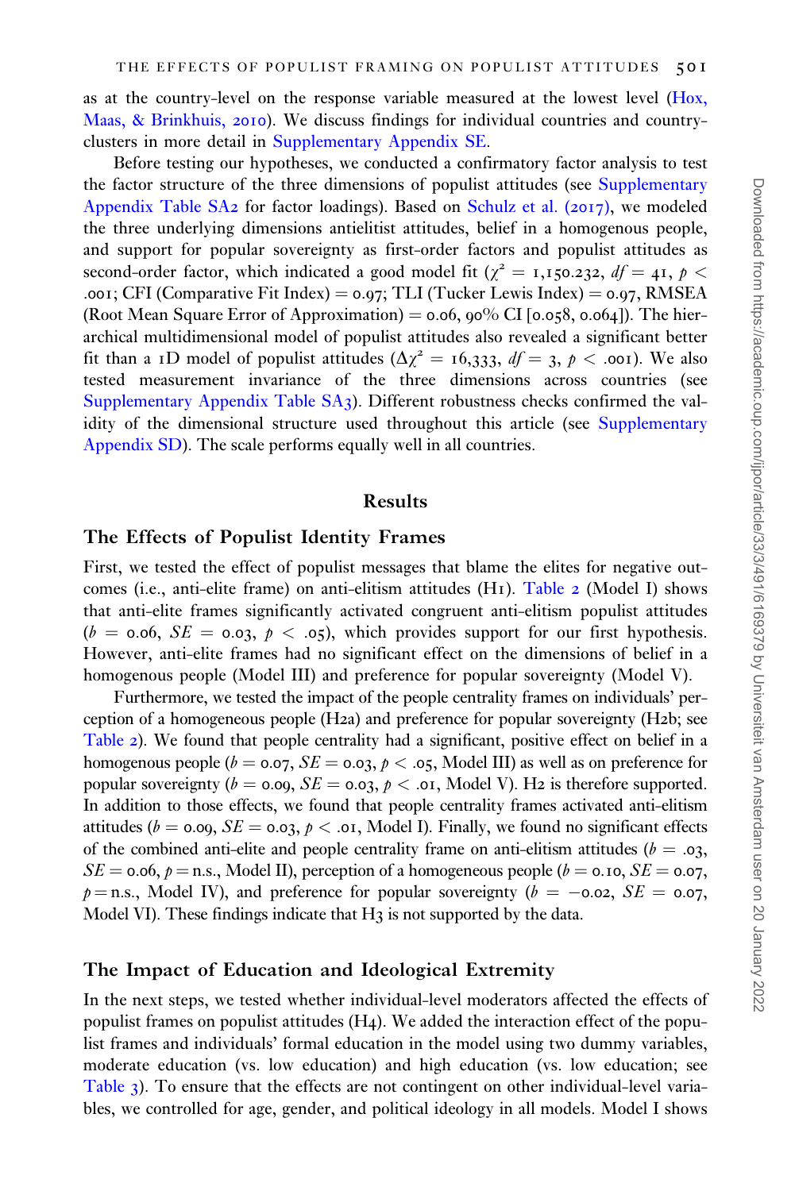as at the country-level on the response variable measured at the lowest level (Hox, Maas, & Brinkhuis, 2010). We discuss findings for individual countries and country-clusters in more detail in Supplementary Appendix SE.

Before testing our hypotheses, we conducted a confirmatory factor analysis to test the factor structure of the three dimensions of populist attitudes (see Supplementary Appendix Table SA2 for factor loadings). Based on Schulz et al. (2017), we modeled the three underlying dimensions antielitist attitudes, belief in a homogenous people, and support for popular sovereignty as first-order factors and populist attitudes as second-order factor, which indicated a good model fit ($\chi^2 = 1{,}150.232$, $df = 41$, $p < .001$; CFI (Comparative Fit Index) = 0.97; TLI (Tucker Lewis Index) = 0.97, RMSEA (Root Mean Square Error of Approximation) = 0.06, 90% CI [0.058, 0.064]). The hierarchical multidimensional model of populist attitudes also revealed a significant better fit than a 1D model of populist attitudes ($\Delta\chi^2 = 16{,}333$, $df = 3$, $p < .001$). We also tested measurement invariance of the three dimensions across countries (see Supplementary Appendix Table SA3). Different robustness checks confirmed the validity of the dimensional structure used throughout this article (see Supplementary Appendix SD). The scale performs equally well in all countries.

## Results

### The Effects of Populist Identity Frames

First, we tested the effect of populist messages that blame the elites for negative outcomes (i.e., anti-elite frame) on anti-elitism attitudes (H1). Table 2 (Model I) shows that anti-elite frames significantly activated congruent anti-elitism populist attitudes ($b = 0.06$, $SE = 0.03$, $p < .05$), which provides support for our first hypothesis. However, anti-elite frames had no significant effect on the dimensions of belief in a homogenous people (Model III) and preference for popular sovereignty (Model V).

Furthermore, we tested the impact of the people centrality frames on individuals' perception of a homogeneous people (H2a) and preference for popular sovereignty (H2b; see Table 2). We found that people centrality had a significant, positive effect on belief in a homogenous people ($b = 0.07$, $SE = 0.03$, $p < .05$, Model III) as well as on preference for popular sovereignty ($b = 0.09$, $SE = 0.03$, $p < .01$, Model V). H2 is therefore supported. In addition to those effects, we found that people centrality frames activated anti-elitism attitudes ($b = 0.09$, $SE = 0.03$, $p < .01$, Model I). Finally, we found no significant effects of the combined anti-elite and people centrality frame on anti-elitism attitudes ($b = .03$, $SE = 0.06$, $p =$ n.s., Model II), perception of a homogeneous people ($b = 0.10$, $SE = 0.07$, $p =$ n.s., Model IV), and preference for popular sovereignty ($b = -0.02$, $SE = 0.07$, Model VI). These findings indicate that H3 is not supported by the data.

### The Impact of Education and Ideological Extremity

In the next steps, we tested whether individual-level moderators affected the effects of populist frames on populist attitudes (H4). We added the interaction effect of the populist frames and individuals' formal education in the model using two dummy variables, moderate education (vs. low education) and high education (vs. low education; see Table 3). To ensure that the effects are not contingent on other individual-level variables, we controlled for age, gender, and political ideology in all models. Model I shows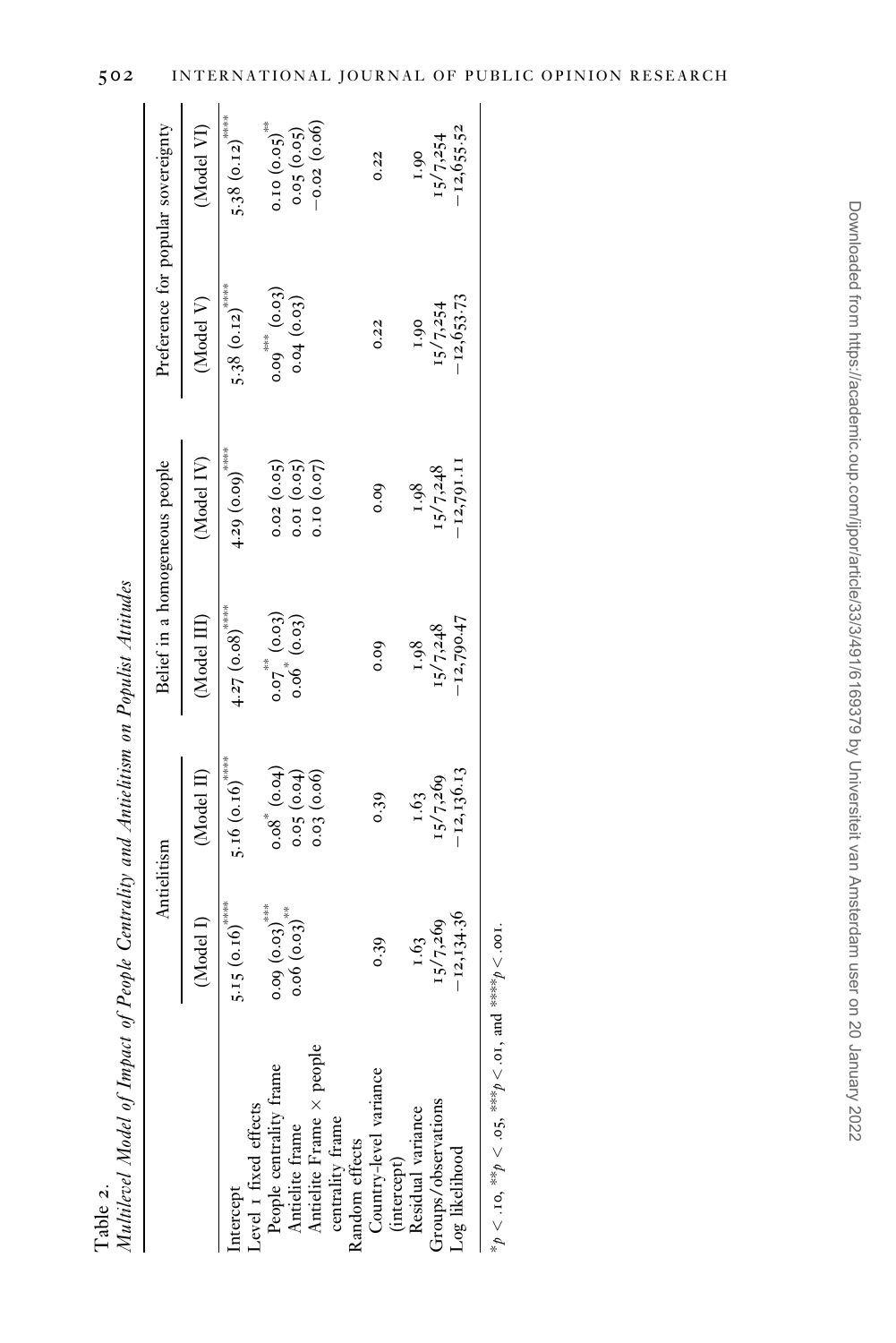Table 2.
*Multilevel Model of Impact of People Centrality and Antielitism on Populist Attitudes*

| | Antielitism | | Belief in a homogeneous people | | Preference for popular sovereignty | |
|---|---|---|---|---|---|---|
| | (Model I) | (Model II) | (Model III) | (Model IV) | (Model V) | (Model VI) |
| Intercept | 5.15 (0.16)**** | 5.16 (0.16)**** | 4.27 (0.08)**** | 4.29 (0.09)**** | 5.38 (0.12)**** | 5.38 (0.12)**** |
| Level 1 fixed effects | | | | | | |
| People centrality frame | 0.09 (0.03)*** | 0.08* (0.04) | 0.07** (0.03) | 0.02 (0.05) | 0.09*** (0.03) | 0.10 (0.05)** |
| Antielite frame | 0.06 (0.03)** | 0.05 (0.04) | 0.06* (0.03) | 0.01 (0.05) | 0.04 (0.03) | 0.05 (0.05) |
| Antielite Frame × people centrality frame | | 0.03 (0.06) | | 0.10 (0.07) | | −0.02 (0.06) |
| Random effects | | | | | | |
| Country-level variance (intercept) | 0.39 | 0.39 | 0.09 | 0.09 | 0.22 | 0.22 |
| Residual variance | 1.63 | 1.63 | 1.98 | 1.98 | 1.90 | 1.90 |
| Groups/observations | 15/7,269 | 15/7,269 | 15/7,248 | 15/7,248 | 15/7,254 | 15/7,254 |
| Log likelihood | −12,134.36 | −12,136.13 | −12,790.47 | −12,791.11 | −12,653.73 | −12,655.52 |

*$p < .10$, **$p < .05$, ***$p < .01$, and ****$p < .001$.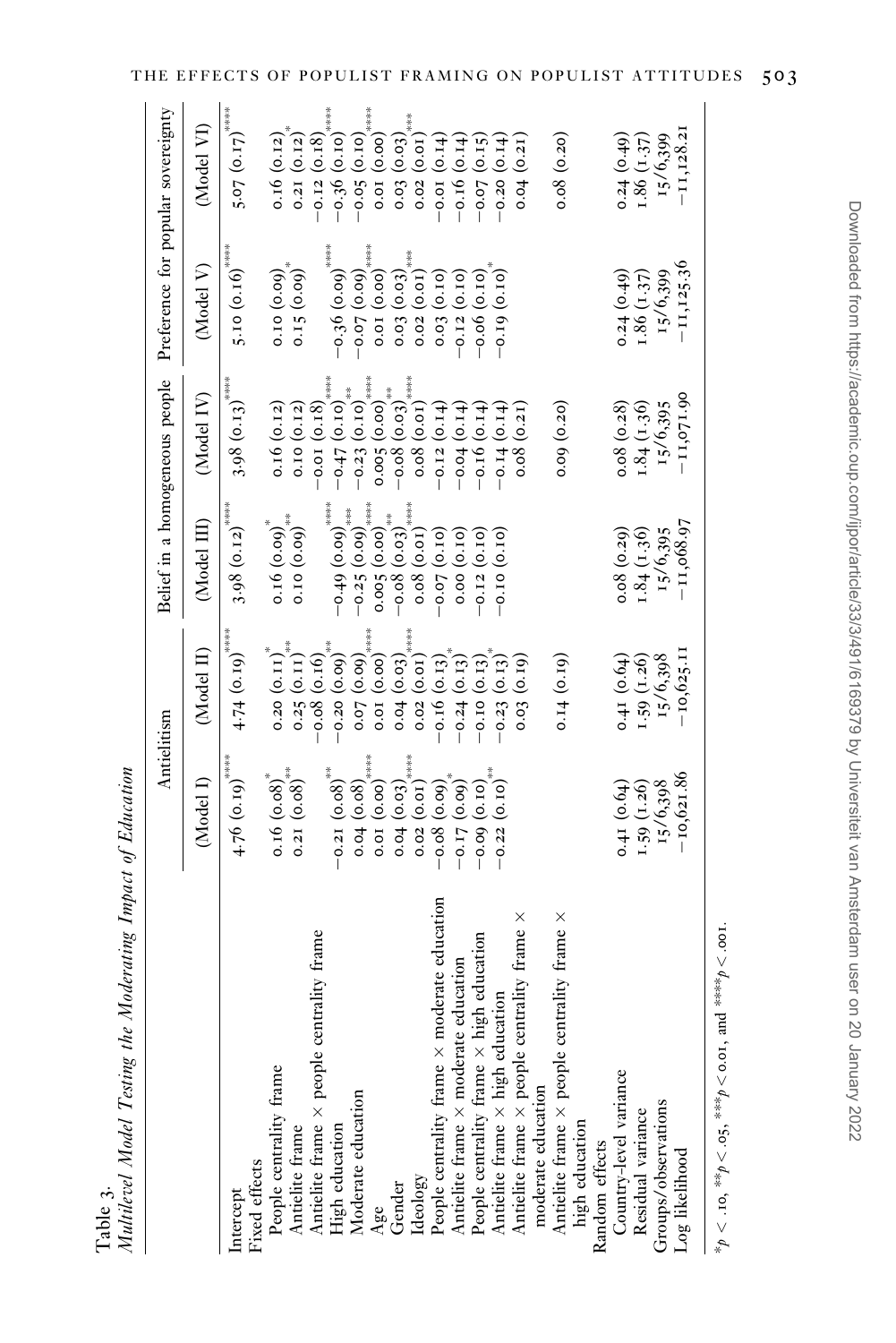Table 3.
*Multilevel Model Testing the Moderating Impact of Education*

| | Antielitism | | Belief in a homogeneous people | | Preference for popular sovereignty | |
|---|---|---|---|---|---|---|
| | (Model I) | (Model II) | (Model III) | (Model IV) | (Model V) | (Model VI) |
| Intercept | 4.76 (0.19)**** | 4.74 (0.19)**** | 3.98 (0.12)**** | 3.98 (0.13)**** | 5.10 (0.16)**** | 5.07 (0.17)**** |
| Fixed effects | | | | | | |
| People centrality frame | 0.16 (0.08)* | 0.20 (0.11)* | 0.16 (0.09)* | 0.16 (0.12) | 0.10 (0.09) | 0.16 (0.12) |
| Antielite frame | 0.21 (0.08)** | 0.25 (0.11)** | 0.10 (0.09)** | 0.10 (0.12) | 0.15 (0.09)* | 0.21 (0.12)* |
| Antielite frame × people centrality frame | | −0.08 (0.16) | | −0.01 (0.18) | | −0.12 (0.18) |
| High education | −0.21 (0.08)** | −0.20 (0.09)** | −0.49 (0.09)**** | −0.47 (0.10)**** | −0.36 (0.09)**** | −0.36 (0.10)**** |
| Moderate education | 0.04 (0.08) | 0.07 (0.09) | −0.25 (0.09)*** | −0.23 (0.10)** | −0.07 (0.09) | −0.05 (0.10) |
| Age | 0.01 (0.00)**** | 0.01 (0.00)**** | 0.005 (0.00)**** | 0.005 (0.00)**** | 0.01 (0.00)**** | 0.01 (0.00)**** |
| Gender | 0.04 (0.03)**** | 0.04 (0.03)**** | −0.08 (0.03)** | −0.08 (0.03)** | 0.03 (0.03)*** | 0.03 (0.03)*** |
| Ideology | 0.02 (0.01) | 0.02 (0.01) | 0.08 (0.01)**** | 0.08 (0.01)**** | 0.02 (0.01)*** | 0.02 (0.01)*** |
| People centrality frame × moderate education | −0.08 (0.09)* | −0.16 (0.13) | −0.07 (0.10) | −0.12 (0.14) | 0.03 (0.10) | −0.01 (0.14) |
| Antielite frame × moderate education | −0.17 (0.09)* | −0.24 (0.13)* | 0.00 (0.10) | −0.04 (0.14) | −0.12 (0.10) | −0.16 (0.14) |
| People centrality frame × high education | −0.09 (0.10) | −0.10 (0.13) | −0.12 (0.10) | −0.16 (0.14) | −0.06 (0.10)* | −0.07 (0.15) |
| Antielite frame × high education | −0.22 (0.10)** | −0.23 (0.13)* | −0.10 (0.10) | −0.14 (0.14) | −0.19 (0.10)* | −0.20 (0.14) |
| Antielite frame × people centrality frame × moderate education | | 0.03 (0.19) | | 0.08 (0.21) | | 0.04 (0.21) |
| Antielite frame × people centrality frame × high education | | 0.14 (0.19) | | 0.09 (0.20) | | 0.08 (0.20) |
| Random effects | | | | | | |
| Country-level variance | 0.41 (0.64) | 0.41 (0.64) | 0.08 (0.29) | 0.08 (0.28) | 0.24 (0.49) | 0.24 (0.49) |
| Residual variance | 1.59 (1.26) | 1.59 (1.26) | 1.84 (1.36) | 1.84 (1.36) | 1.86 (1.37) | 1.86 (1.37) |
| Groups/observations | 15/6,398 | 15/6,398 | 15/6,395 | 15/6,395 | 15/6,399 | 15/6,399 |
| Log likelihood | −10,621.86 | −10,625.11 | −11,068.97 | −11,071.90 | −11,125.36 | −11,128.21 |

$^{*}p < .10$, $^{**}p < .05$, $^{***}p < 0.01$, and $^{****}p < .001$.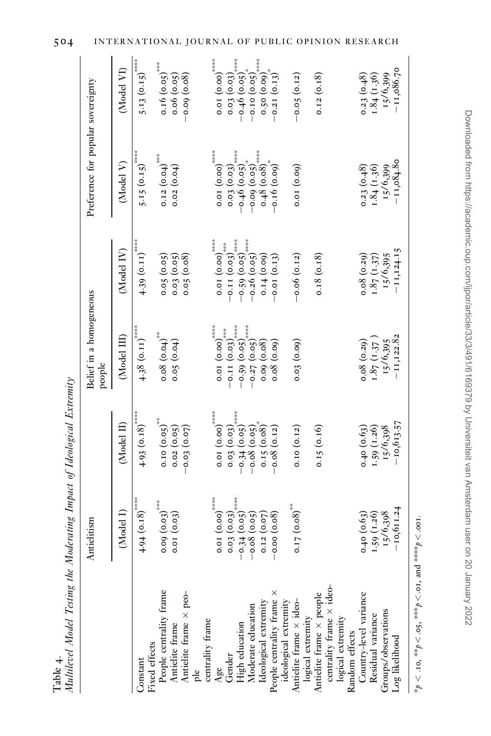Table 4.
*Multilevel Model Testing the Moderating Impact of Ideological Extremity*

| | Antielitism | | Belief in a homogeneous people | | Preference for popular sovereignty | |
|---|---|---|---|---|---|---|
| | (Model I) | (Model II) | (Model III) | (Model IV) | (Model V) | (Model VI) |
| Constant | 4.94 (0.18)**** | 4.93 (0.18)**** | 4.38 (0.11)**** | 4.39 (0.11)**** | 5.15 (0.15)**** | 5.13 (0.15)**** |
| Fixed effects | | | | | | |
| People centrality frame | 0.09 (0.03)*** | 0.10 (0.05)** | 0.08 (0.04)** | 0.05 (0.05) | 0.12 (0.04)*** | 0.16 (0.05)*** |
| Antielite frame | 0.01 (0.03) | 0.02 (0.05) | 0.05 (0.04) | 0.03 (0.05) | 0.02 (0.04) | 0.06 (0.05) |
| Antielite frame × people centrality frame | | −0.03 (0.07) | | 0.05 (0.08) | | −0.09 (0.08) |
| Age | 0.01 (0.00)**** | 0.01 (0.00)**** | 0.01 (0.00)**** | 0.01 (0.00)**** | 0.01 (0.00)**** | 0.01 (0.00)**** |
| Gender | 0.03 (0.03) | 0.03 (0.03) | −0.11 (0.03)*** | −0.11 (0.03)*** | 0.03 (0.03) | 0.03 (0.03) |
| High education | −0.34 (0.05)**** | −0.34 (0.05)**** | −0.59 (0.05)**** | −0.59 (0.05)**** | −0.46 (0.05)**** | −0.46 (0.05)**** |
| Moderate education | −0.08 (0.05) | −0.08 (0.05)* | −0.27 (0.05)**** | −0.26 (0.05)**** | −0.09 (0.05)* | −0.10 (0.05)* |
| Ideological extremity | 0.12 (0.07) | 0.15 (0.08)* | 0.09 (0.08) | 0.14 (0.09) | 0.48 (0.08)**** | 0.50 (0.09)**** |
| People centrality frame × ideological extremity | −0.00 (0.08) | −0.08 (0.12) | 0.08 (0.09) | −0.01 (0.13) | −0.16 (0.09)* | −0.21 (0.13)* |
| Antielite frame × ideological extremity | 0.17 (0.08)** | 0.10 (0.12) | 0.03 (0.09) | −0.06 (0.12) | 0.01 (0.09) | −0.05 (0.12) |
| Antielite frame × people centrality frame × ideological extremity | | 0.15 (0.16) | | 0.18 (0.18) | | 0.12 (0.18) |
| Random effects | | | | | | |
| Country-level variance | 0.40 (0.63) | 0.40 (0.63) | 0.08 (0.29) | 0.08 (0.29) | 0.23 (0.48) | 0.23 (0.48) |
| Residual variance | 1.59 (1.26) | 1.59 (1.26) | 1.87 (1.37 ) | 1.87 (1.37) | 1.84 (1.36) | 1.84 (1.36) |
| Groups/observations | 15/6,398 | 15/6,398 | 15/6,395 | 15/6,395 | 15/6,399 | 15/6,399 |
| Log likelihood | −10,611.24 | −10,613.57 | −11,122.82 | −11,124.15 | −11,084.80 | −11,086.70 |

*$p < .10$, **$p < .05$, ***$p < .01$, and ****$p < .001$.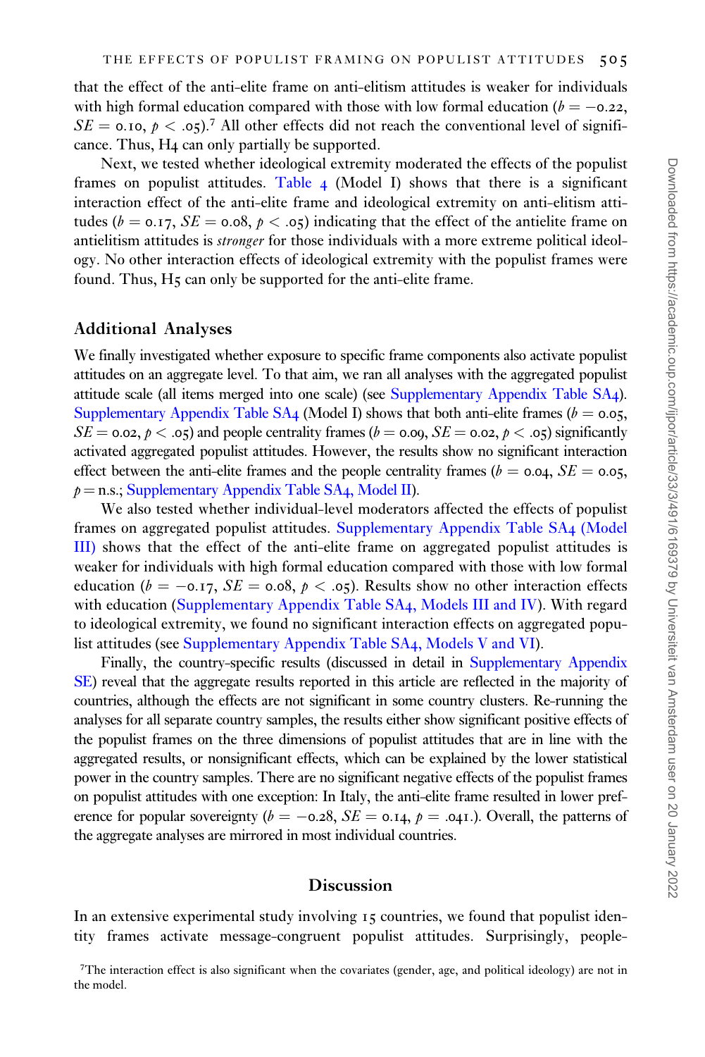that the effect of the anti-elite frame on anti-elitism attitudes is weaker for individuals with high formal education compared with those with low formal education ($b = -0.22$, $SE = 0.10$, $p < .05$).[7] All other effects did not reach the conventional level of significance. Thus, H4 can only partially be supported.

Next, we tested whether ideological extremity moderated the effects of the populist frames on populist attitudes. Table 4 (Model I) shows that there is a significant interaction effect of the anti-elite frame and ideological extremity on anti-elitism attitudes ($b = 0.17$, $SE = 0.08$, $p < .05$) indicating that the effect of the antielite frame on antielitism attitudes is *stronger* for those individuals with a more extreme political ideology. No other interaction effects of ideological extremity with the populist frames were found. Thus, H5 can only be supported for the anti-elite frame.

### Additional Analyses

We finally investigated whether exposure to specific frame components also activate populist attitudes on an aggregate level. To that aim, we ran all analyses with the aggregated populist attitude scale (all items merged into one scale) (see Supplementary Appendix Table SA4). Supplementary Appendix Table SA4 (Model I) shows that both anti-elite frames ($b = 0.05$, $SE = 0.02$, $p < .05$) and people centrality frames ($b = 0.09$, $SE = 0.02$, $p < .05$) significantly activated aggregated populist attitudes. However, the results show no significant interaction effect between the anti-elite frames and the people centrality frames ($b = 0.04$, $SE = 0.05$, $p =$ n.s.; Supplementary Appendix Table SA4, Model II).

We also tested whether individual-level moderators affected the effects of populist frames on aggregated populist attitudes. Supplementary Appendix Table SA4 (Model III) shows that the effect of the anti-elite frame on aggregated populist attitudes is weaker for individuals with high formal education compared with those with low formal education ($b = -0.17$, $SE = 0.08$, $p < .05$). Results show no other interaction effects with education (Supplementary Appendix Table SA4, Models III and IV). With regard to ideological extremity, we found no significant interaction effects on aggregated populist attitudes (see Supplementary Appendix Table SA4, Models V and VI).

Finally, the country-specific results (discussed in detail in Supplementary Appendix SE) reveal that the aggregate results reported in this article are reflected in the majority of countries, although the effects are not significant in some country clusters. Re-running the analyses for all separate country samples, the results either show significant positive effects of the populist frames on the three dimensions of populist attitudes that are in line with the aggregated results, or nonsignificant effects, which can be explained by the lower statistical power in the country samples. There are no significant negative effects of the populist frames on populist attitudes with one exception: In Italy, the anti-elite frame resulted in lower preference for popular sovereignty ($b = -0.28$, $SE = 0.14$, $p = .041$.). Overall, the patterns of the aggregate analyses are mirrored in most individual countries.

## Discussion

In an extensive experimental study involving 15 countries, we found that populist identity frames activate message-congruent populist attitudes. Surprisingly, people-

[7]The interaction effect is also significant when the covariates (gender, age, and political ideology) are not in the model.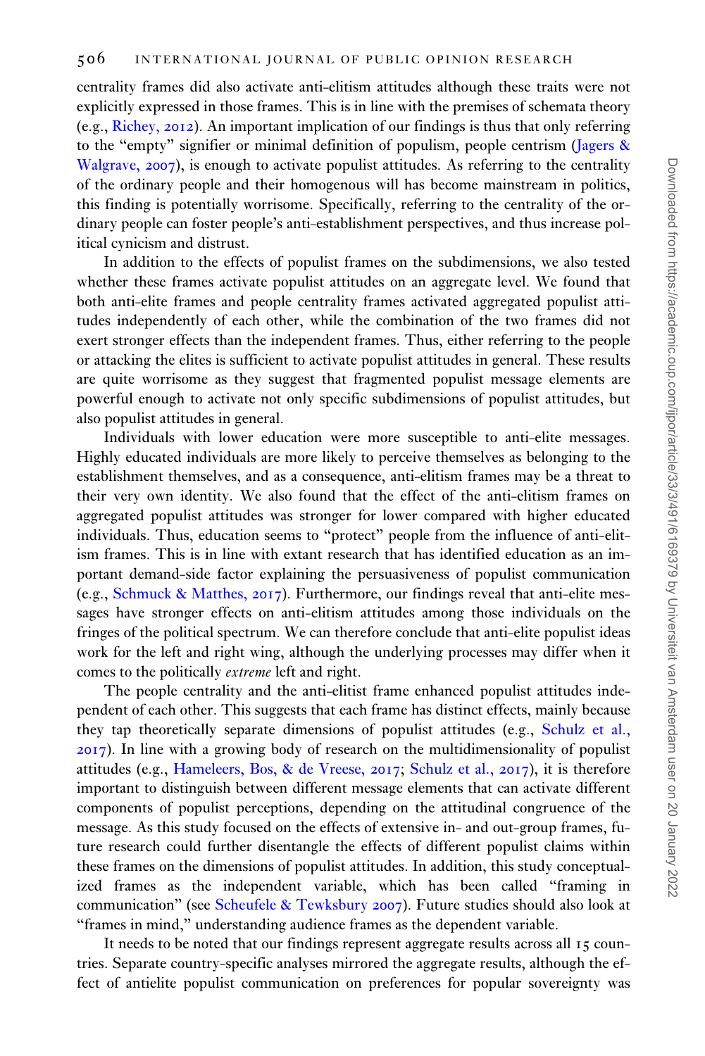centrality frames did also activate anti-elitism attitudes although these traits were not explicitly expressed in those frames. This is in line with the premises of schemata theory (e.g., Richey, 2012). An important implication of our findings is thus that only referring to the "empty" signifier or minimal definition of populism, people centrism (Jagers & Walgrave, 2007), is enough to activate populist attitudes. As referring to the centrality of the ordinary people and their homogenous will has become mainstream in politics, this finding is potentially worrisome. Specifically, referring to the centrality of the ordinary people can foster people's anti-establishment perspectives, and thus increase political cynicism and distrust.

In addition to the effects of populist frames on the subdimensions, we also tested whether these frames activate populist attitudes on an aggregate level. We found that both anti-elite frames and people centrality frames activated aggregated populist attitudes independently of each other, while the combination of the two frames did not exert stronger effects than the independent frames. Thus, either referring to the people or attacking the elites is sufficient to activate populist attitudes in general. These results are quite worrisome as they suggest that fragmented populist message elements are powerful enough to activate not only specific subdimensions of populist attitudes, but also populist attitudes in general.

Individuals with lower education were more susceptible to anti-elite messages. Highly educated individuals are more likely to perceive themselves as belonging to the establishment themselves, and as a consequence, anti-elitism frames may be a threat to their very own identity. We also found that the effect of the anti-elitism frames on aggregated populist attitudes was stronger for lower compared with higher educated individuals. Thus, education seems to "protect" people from the influence of anti-elitism frames. This is in line with extant research that has identified education as an important demand-side factor explaining the persuasiveness of populist communication (e.g., Schmuck & Matthes, 2017). Furthermore, our findings reveal that anti-elite messages have stronger effects on anti-elitism attitudes among those individuals on the fringes of the political spectrum. We can therefore conclude that anti-elite populist ideas work for the left and right wing, although the underlying processes may differ when it comes to the politically *extreme* left and right.

The people centrality and the anti-elitist frame enhanced populist attitudes independent of each other. This suggests that each frame has distinct effects, mainly because they tap theoretically separate dimensions of populist attitudes (e.g., Schulz et al., 2017). In line with a growing body of research on the multidimensionality of populist attitudes (e.g., Hameleers, Bos, & de Vreese, 2017; Schulz et al., 2017), it is therefore important to distinguish between different message elements that can activate different components of populist perceptions, depending on the attitudinal congruence of the message. As this study focused on the effects of extensive in- and out-group frames, future research could further disentangle the effects of different populist claims within these frames on the dimensions of populist attitudes. In addition, this study conceptualized frames as the independent variable, which has been called "framing in communication" (see Scheufele & Tewksbury 2007). Future studies should also look at "frames in mind," understanding audience frames as the dependent variable.

It needs to be noted that our findings represent aggregate results across all 15 countries. Separate country-specific analyses mirrored the aggregate results, although the effect of antielite populist communication on preferences for popular sovereignty was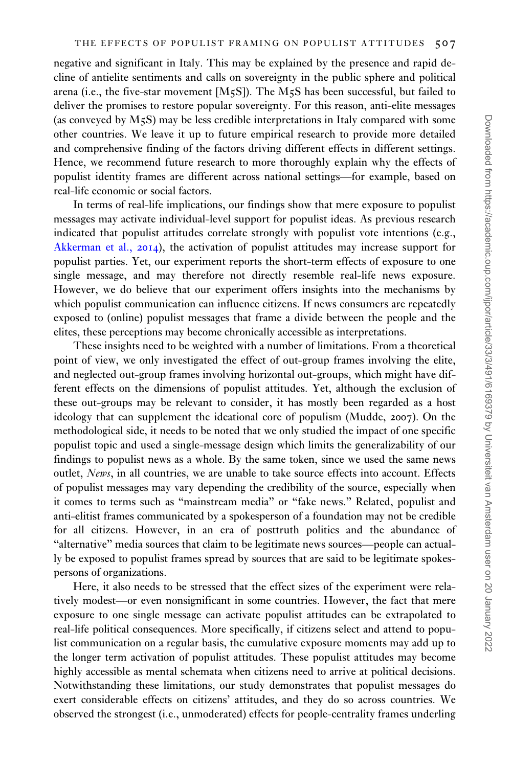negative and significant in Italy. This may be explained by the presence and rapid decline of antielite sentiments and calls on sovereignty in the public sphere and political arena (i.e., the five-star movement [M5S]). The M5S has been successful, but failed to deliver the promises to restore popular sovereignty. For this reason, anti-elite messages (as conveyed by M5S) may be less credible interpretations in Italy compared with some other countries. We leave it up to future empirical research to provide more detailed and comprehensive finding of the factors driving different effects in different settings. Hence, we recommend future research to more thoroughly explain why the effects of populist identity frames are different across national settings—for example, based on real-life economic or social factors.

In terms of real-life implications, our findings show that mere exposure to populist messages may activate individual-level support for populist ideas. As previous research indicated that populist attitudes correlate strongly with populist vote intentions (e.g., Akkerman et al., 2014), the activation of populist attitudes may increase support for populist parties. Yet, our experiment reports the short-term effects of exposure to one single message, and may therefore not directly resemble real-life news exposure. However, we do believe that our experiment offers insights into the mechanisms by which populist communication can influence citizens. If news consumers are repeatedly exposed to (online) populist messages that frame a divide between the people and the elites, these perceptions may become chronically accessible as interpretations.

These insights need to be weighted with a number of limitations. From a theoretical point of view, we only investigated the effect of out-group frames involving the elite, and neglected out-group frames involving horizontal out-groups, which might have different effects on the dimensions of populist attitudes. Yet, although the exclusion of these out-groups may be relevant to consider, it has mostly been regarded as a host ideology that can supplement the ideational core of populism (Mudde, 2007). On the methodological side, it needs to be noted that we only studied the impact of one specific populist topic and used a single-message design which limits the generalizability of our findings to populist news as a whole. By the same token, since we used the same news outlet, *News*, in all countries, we are unable to take source effects into account. Effects of populist messages may vary depending the credibility of the source, especially when it comes to terms such as "mainstream media" or "fake news." Related, populist and anti-elitist frames communicated by a spokesperson of a foundation may not be credible for all citizens. However, in an era of posttruth politics and the abundance of "alternative" media sources that claim to be legitimate news sources—people can actually be exposed to populist frames spread by sources that are said to be legitimate spokespersons of organizations.

Here, it also needs to be stressed that the effect sizes of the experiment were relatively modest—or even nonsignificant in some countries. However, the fact that mere exposure to one single message can activate populist attitudes can be extrapolated to real-life political consequences. More specifically, if citizens select and attend to populist communication on a regular basis, the cumulative exposure moments may add up to the longer term activation of populist attitudes. These populist attitudes may become highly accessible as mental schemata when citizens need to arrive at political decisions. Notwithstanding these limitations, our study demonstrates that populist messages do exert considerable effects on citizens' attitudes, and they do so across countries. We observed the strongest (i.e., unmoderated) effects for people-centrality frames underling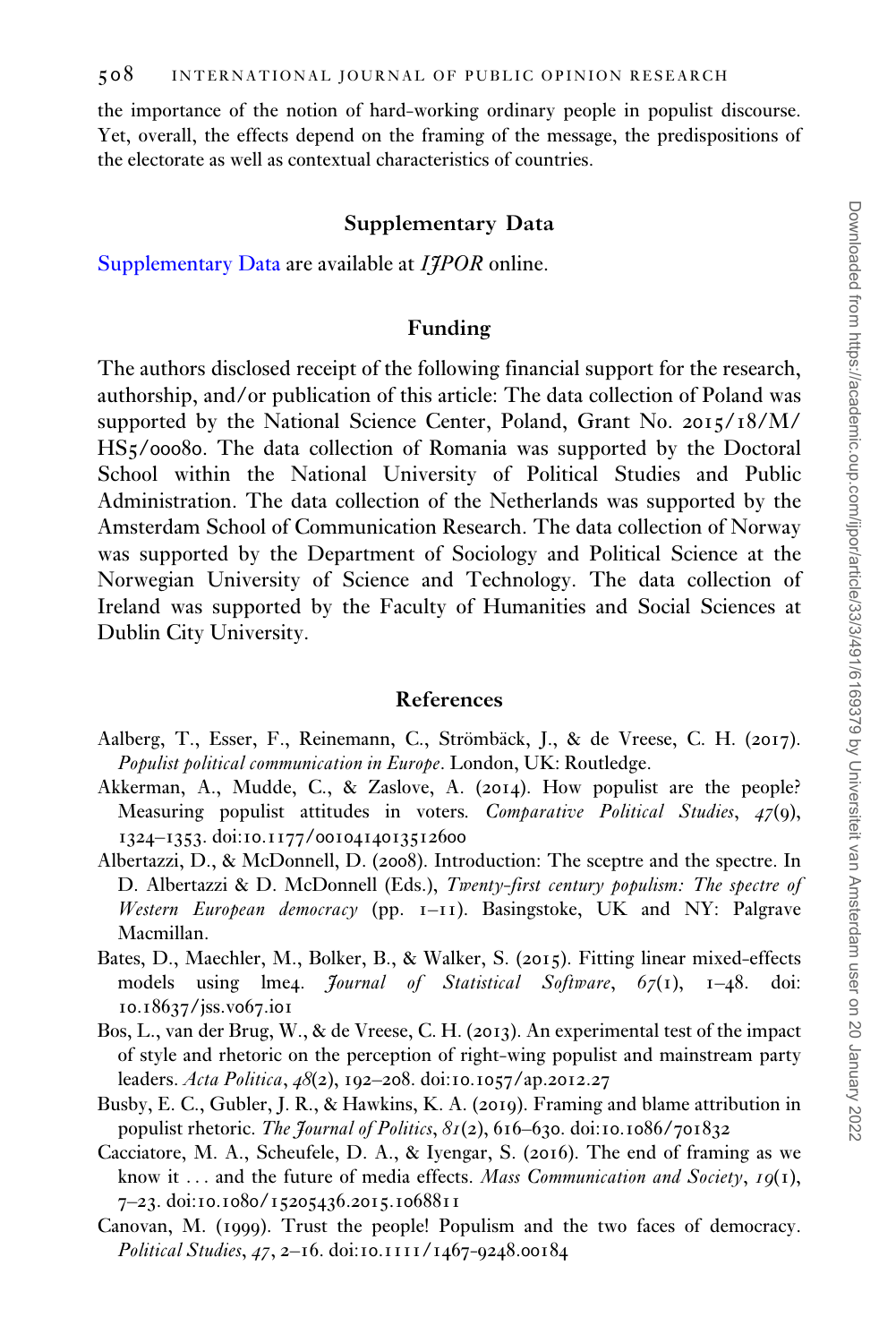the importance of the notion of hard-working ordinary people in populist discourse. Yet, overall, the effects depend on the framing of the message, the predispositions of the electorate as well as contextual characteristics of countries.

## Supplementary Data

Supplementary Data are available at *IJPOR* online.

## Funding

The authors disclosed receipt of the following financial support for the research, authorship, and/or publication of this article: The data collection of Poland was supported by the National Science Center, Poland, Grant No. 2015/18/M/HS5/00080. The data collection of Romania was supported by the Doctoral School within the National University of Political Studies and Public Administration. The data collection of the Netherlands was supported by the Amsterdam School of Communication Research. The data collection of Norway was supported by the Department of Sociology and Political Science at the Norwegian University of Science and Technology. The data collection of Ireland was supported by the Faculty of Humanities and Social Sciences at Dublin City University.

## References

Aalberg, T., Esser, F., Reinemann, C., Strömbäck, J., & de Vreese, C. H. (2017). *Populist political communication in Europe*. London, UK: Routledge.

Akkerman, A., Mudde, C., & Zaslove, A. (2014). How populist are the people? Measuring populist attitudes in voters. *Comparative Political Studies*, *47*(9), 1324–1353. doi:10.1177/0010414013512600

Albertazzi, D., & McDonnell, D. (2008). Introduction: The sceptre and the spectre. In D. Albertazzi & D. McDonnell (Eds.), *Twenty-first century populism: The spectre of Western European democracy* (pp. 1–11). Basingstoke, UK and NY: Palgrave Macmillan.

Bates, D., Maechler, M., Bolker, B., & Walker, S. (2015). Fitting linear mixed-effects models using lme4. *Journal of Statistical Software*, *67*(1), 1–48. doi: 10.18637/jss.v067.i01

Bos, L., van der Brug, W., & de Vreese, C. H. (2013). An experimental test of the impact of style and rhetoric on the perception of right-wing populist and mainstream party leaders. *Acta Politica*, *48*(2), 192–208. doi:10.1057/ap.2012.27

Busby, E. C., Gubler, J. R., & Hawkins, K. A. (2019). Framing and blame attribution in populist rhetoric. *The Journal of Politics*, *81*(2), 616–630. doi:10.1086/701832

Cacciatore, M. A., Scheufele, D. A., & Iyengar, S. (2016). The end of framing as we know it ... and the future of media effects. *Mass Communication and Society*, *19*(1), 7–23. doi:10.1080/15205436.2015.1068811

Canovan, M. (1999). Trust the people! Populism and the two faces of democracy. *Political Studies*, *47*, 2–16. doi:10.1111/1467-9248.00184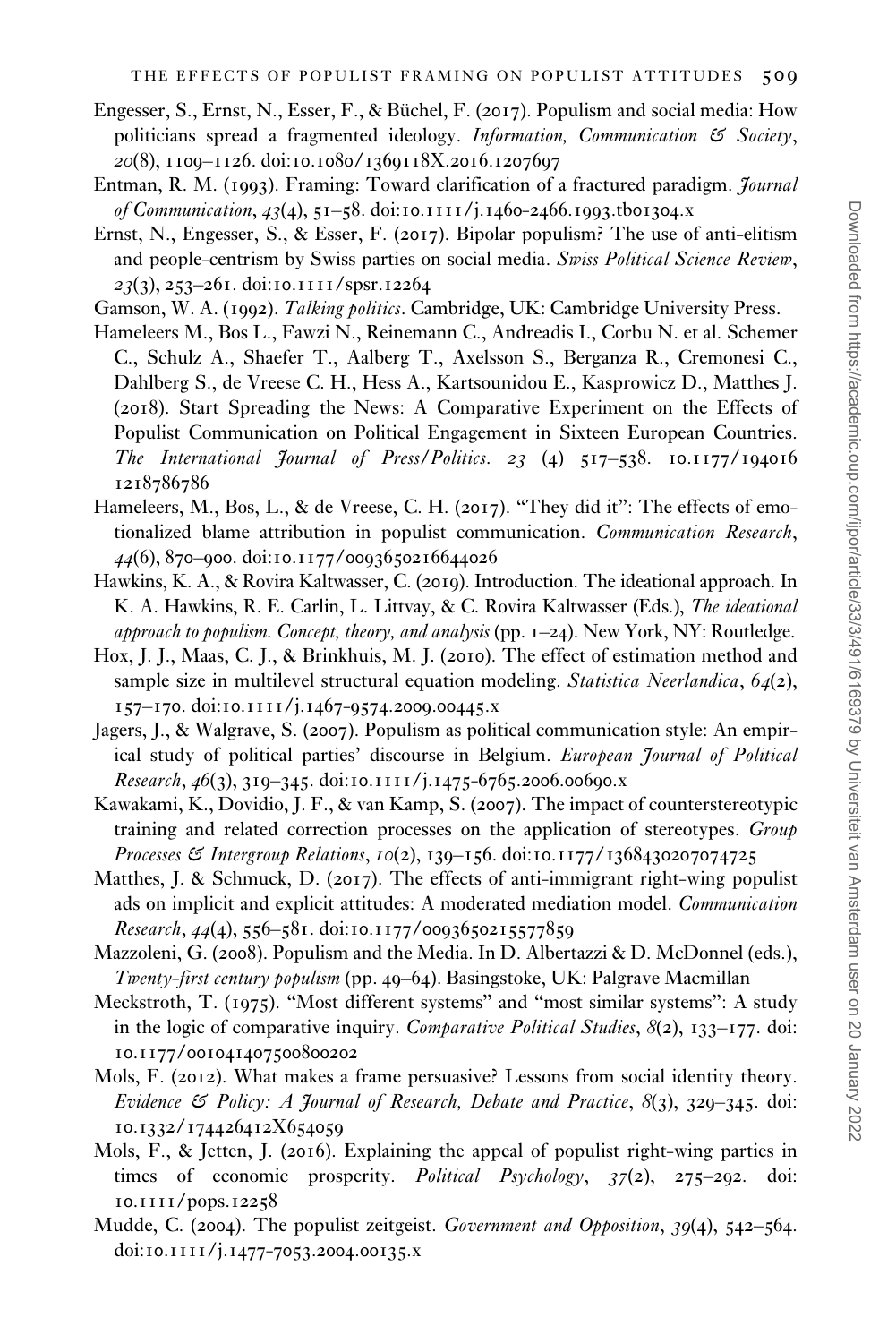Engesser, S., Ernst, N., Esser, F., & Büchel, F. (2017). Populism and social media: How politicians spread a fragmented ideology. *Information, Communication & Society*, *20*(8), 1109–1126. doi:10.1080/1369118X.2016.1207697

Entman, R. M. (1993). Framing: Toward clarification of a fractured paradigm. *Journal of Communication*, *43*(4), 51–58. doi:10.1111/j.1460-2466.1993.tb01304.x

Ernst, N., Engesser, S., & Esser, F. (2017). Bipolar populism? The use of anti-elitism and people-centrism by Swiss parties on social media. *Swiss Political Science Review*, *23*(3), 253–261. doi:10.1111/spsr.12264

Gamson, W. A. (1992). *Talking politics*. Cambridge, UK: Cambridge University Press.

Hameleers M., Bos L., Fawzi N., Reinemann C., Andreadis I., Corbu N. et al. Schemer C., Schulz A., Shaefer T., Aalberg T., Axelsson S., Berganza R., Cremonesi C., Dahlberg S., de Vreese C. H., Hess A., Kartsounidou E., Kasprowicz D., Matthes J. (2018). Start Spreading the News: A Comparative Experiment on the Effects of Populist Communication on Political Engagement in Sixteen European Countries. *The International Journal of Press/Politics*. *23* (4) 517–538. 10.1177/1940161218786786

Hameleers, M., Bos, L., & de Vreese, C. H. (2017). "They did it": The effects of emotionalized blame attribution in populist communication. *Communication Research*, *44*(6), 870–900. doi:10.1177/0093650216644026

Hawkins, K. A., & Rovira Kaltwasser, C. (2019). Introduction. The ideational approach. In K. A. Hawkins, R. E. Carlin, L. Littvay, & C. Rovira Kaltwasser (Eds.), *The ideational approach to populism. Concept, theory, and analysis* (pp. 1–24). New York, NY: Routledge.

Hox, J. J., Maas, C. J., & Brinkhuis, M. J. (2010). The effect of estimation method and sample size in multilevel structural equation modeling. *Statistica Neerlandica*, *64*(2), 157–170. doi:10.1111/j.1467-9574.2009.00445.x

Jagers, J., & Walgrave, S. (2007). Populism as political communication style: An empirical study of political parties' discourse in Belgium. *European Journal of Political Research*, *46*(3), 319–345. doi:10.1111/j.1475-6765.2006.00690.x

Kawakami, K., Dovidio, J. F., & van Kamp, S. (2007). The impact of counterstereotypic training and related correction processes on the application of stereotypes. *Group Processes & Intergroup Relations*, *10*(2), 139–156. doi:10.1177/1368430207074725

Matthes, J. & Schmuck, D. (2017). The effects of anti-immigrant right-wing populist ads on implicit and explicit attitudes: A moderated mediation model. *Communication Research*, *44*(4), 556–581. doi:10.1177/0093650215577859

Mazzoleni, G. (2008). Populism and the Media. In D. Albertazzi & D. McDonnel (eds.), *Twenty-first century populism* (pp. 49–64). Basingstoke, UK: Palgrave Macmillan

Meckstroth, T. (1975). "Most different systems" and "most similar systems": A study in the logic of comparative inquiry. *Comparative Political Studies*, *8*(2), 133–177. doi: 10.1177/001041407500800202

Mols, F. (2012). What makes a frame persuasive? Lessons from social identity theory. *Evidence & Policy: A Journal of Research, Debate and Practice*, *8*(3), 329–345. doi: 10.1332/174426412X654059

Mols, F., & Jetten, J. (2016). Explaining the appeal of populist right-wing parties in times of economic prosperity. *Political Psychology*, *37*(2), 275–292. doi: 10.1111/pops.12258

Mudde, C. (2004). The populist zeitgeist. *Government and Opposition*, *39*(4), 542–564. doi:10.1111/j.1477-7053.2004.00135.x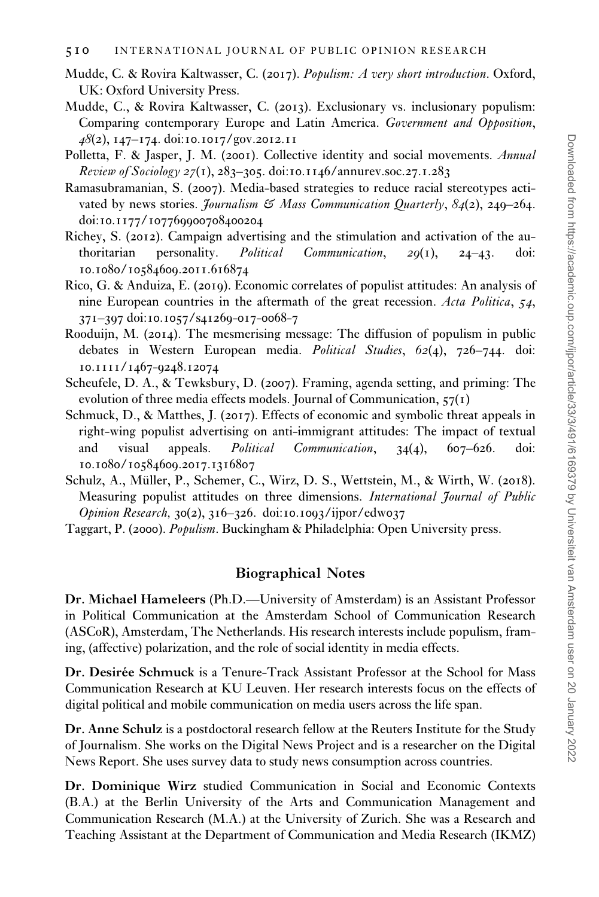Mudde, C. & Rovira Kaltwasser, C. (2017). *Populism: A very short introduction*. Oxford, UK: Oxford University Press.

Mudde, C., & Rovira Kaltwasser, C. (2013). Exclusionary vs. inclusionary populism: Comparing contemporary Europe and Latin America. *Government and Opposition*, *48*(2), 147–174. doi:10.1017/gov.2012.11

Polletta, F. & Jasper, J. M. (2001). Collective identity and social movements. *Annual Review of Sociology 27*(1), 283–305. doi:10.1146/annurev.soc.27.1.283

Ramasubramanian, S. (2007). Media-based strategies to reduce racial stereotypes activated by news stories. *Journalism & Mass Communication Quarterly*, *84*(2), 249–264. doi:10.1177/107769900708400204

Richey, S. (2012). Campaign advertising and the stimulation and activation of the authoritarian personality. *Political Communication*, *29*(1), 24–43. doi: 10.1080/10584609.2011.616874

Rico, G. & Anduiza, E. (2019). Economic correlates of populist attitudes: An analysis of nine European countries in the aftermath of the great recession. *Acta Politica*, *54*, 371–397 doi:10.1057/s41269-017-0068-7

Rooduijn, M. (2014). The mesmerising message: The diffusion of populism in public debates in Western European media. *Political Studies*, *62*(4), 726–744. doi: 10.1111/1467-9248.12074

Scheufele, D. A., & Tewksbury, D. (2007). Framing, agenda setting, and priming: The evolution of three media effects models. Journal of Communication, 57(1)

Schmuck, D., & Matthes, J. (2017). Effects of economic and symbolic threat appeals in right-wing populist advertising on anti-immigrant attitudes: The impact of textual and visual appeals. *Political Communication*, 34(4), 607–626. doi: 10.1080/10584609.2017.1316807

Schulz, A., Müller, P., Schemer, C., Wirz, D. S., Wettstein, M., & Wirth, W. (2018). Measuring populist attitudes on three dimensions. *International Journal of Public Opinion Research,* 30(2), 316–326. doi:10.1093/ijpor/edw037

Taggart, P. (2000). *Populism*. Buckingham & Philadelphia: Open University press.

## Biographical Notes

**Dr. Michael Hameleers** (Ph.D.—University of Amsterdam) is an Assistant Professor in Political Communication at the Amsterdam School of Communication Research (ASCoR), Amsterdam, The Netherlands. His research interests include populism, framing, (affective) polarization, and the role of social identity in media effects.

**Dr. Desirée Schmuck** is a Tenure-Track Assistant Professor at the School for Mass Communication Research at KU Leuven. Her research interests focus on the effects of digital political and mobile communication on media users across the life span.

**Dr. Anne Schulz** is a postdoctoral research fellow at the Reuters Institute for the Study of Journalism. She works on the Digital News Project and is a researcher on the Digital News Report. She uses survey data to study news consumption across countries.

**Dr. Dominique Wirz** studied Communication in Social and Economic Contexts (B.A.) at the Berlin University of the Arts and Communication Management and Communication Research (M.A.) at the University of Zurich. She was a Research and Teaching Assistant at the Department of Communication and Media Research (IKMZ)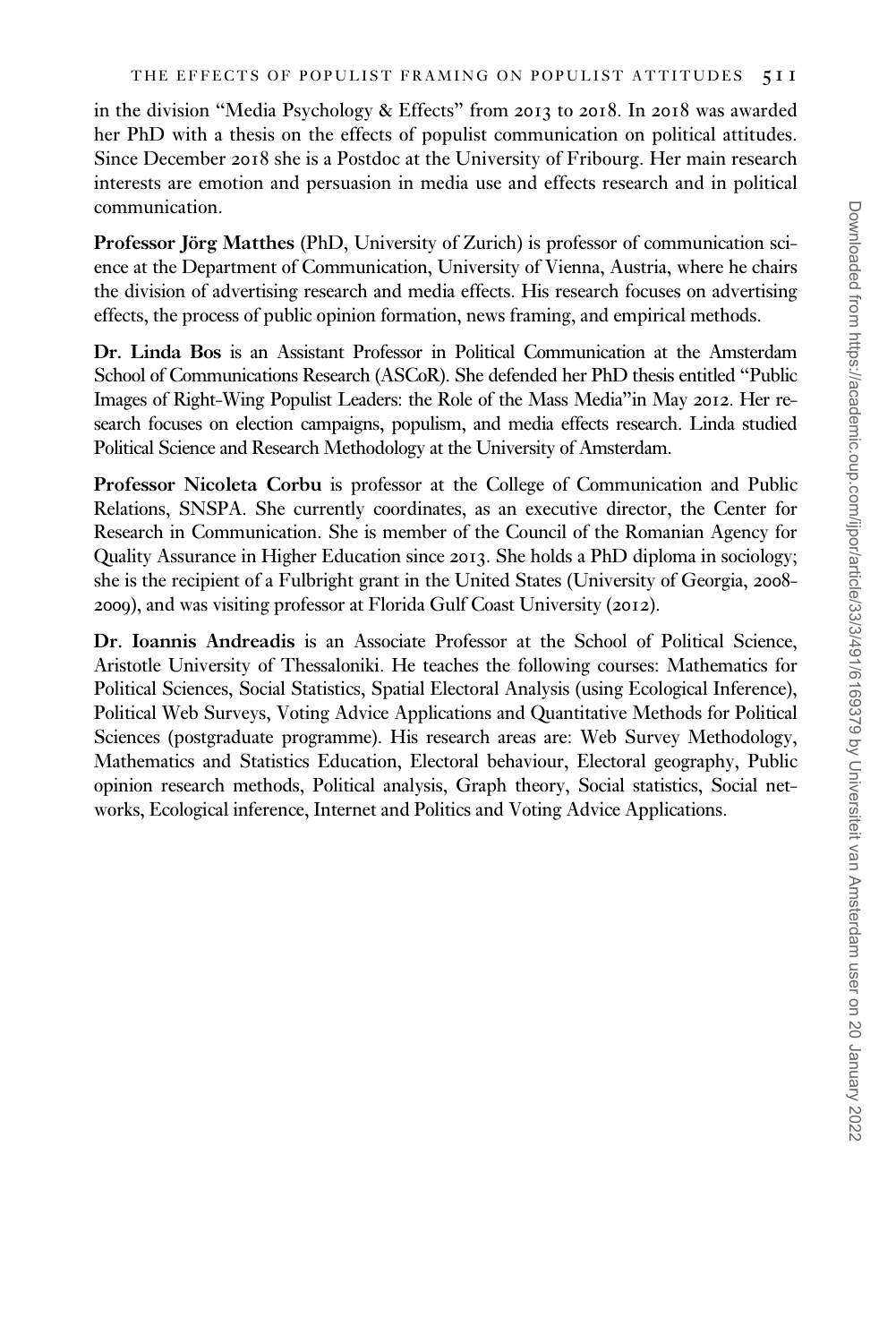in the division "Media Psychology & Effects" from 2013 to 2018. In 2018 was awarded her PhD with a thesis on the effects of populist communication on political attitudes. Since December 2018 she is a Postdoc at the University of Fribourg. Her main research interests are emotion and persuasion in media use and effects research and in political communication.

**Professor Jörg Matthes** (PhD, University of Zurich) is professor of communication science at the Department of Communication, University of Vienna, Austria, where he chairs the division of advertising research and media effects. His research focuses on advertising effects, the process of public opinion formation, news framing, and empirical methods.

**Dr. Linda Bos** is an Assistant Professor in Political Communication at the Amsterdam School of Communications Research (ASCoR). She defended her PhD thesis entitled "Public Images of Right-Wing Populist Leaders: the Role of the Mass Media"in May 2012. Her research focuses on election campaigns, populism, and media effects research. Linda studied Political Science and Research Methodology at the University of Amsterdam.

**Professor Nicoleta Corbu** is professor at the College of Communication and Public Relations, SNSPA. She currently coordinates, as an executive director, the Center for Research in Communication. She is member of the Council of the Romanian Agency for Quality Assurance in Higher Education since 2013. She holds a PhD diploma in sociology; she is the recipient of a Fulbright grant in the United States (University of Georgia, 2008-2009), and was visiting professor at Florida Gulf Coast University (2012).

**Dr. Ioannis Andreadis** is an Associate Professor at the School of Political Science, Aristotle University of Thessaloniki. He teaches the following courses: Mathematics for Political Sciences, Social Statistics, Spatial Electoral Analysis (using Ecological Inference), Political Web Surveys, Voting Advice Applications and Quantitative Methods for Political Sciences (postgraduate programme). His research areas are: Web Survey Methodology, Mathematics and Statistics Education, Electoral behaviour, Electoral geography, Public opinion research methods, Political analysis, Graph theory, Social statistics, Social networks, Ecological inference, Internet and Politics and Voting Advice Applications.